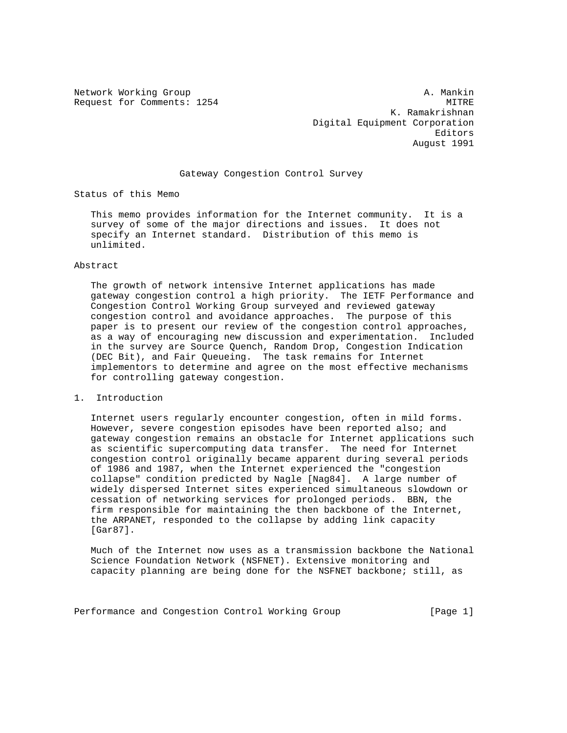Network Working Group A. Mankin
Request for Comments: 1254 MITRE
K. Ramakrishnan
Digital Equipment Corporation
Editors
August 1991

# Gateway Congestion Control Survey

## Status of this Memo

This memo provides information for the Internet community. It is a survey of some of the major directions and issues. It does not specify an Internet standard. Distribution of this memo is unlimited.

## Abstract

The growth of network intensive Internet applications has made gateway congestion control a high priority. The IETF Performance and Congestion Control Working Group surveyed and reviewed gateway congestion control and avoidance approaches. The purpose of this paper is to present our review of the congestion control approaches, as a way of encouraging new discussion and experimentation. Included in the survey are Source Quench, Random Drop, Congestion Indication (DEC Bit), and Fair Queueing. The task remains for Internet implementors to determine and agree on the most effective mechanisms for controlling gateway congestion.

## 1. Introduction

Internet users regularly encounter congestion, often in mild forms. However, severe congestion episodes have been reported also; and gateway congestion remains an obstacle for Internet applications such as scientific supercomputing data transfer. The need for Internet congestion control originally became apparent during several periods of 1986 and 1987, when the Internet experienced the "congestion collapse" condition predicted by Nagle [Nag84]. A large number of widely dispersed Internet sites experienced simultaneous slowdown or cessation of networking services for prolonged periods. BBN, the firm responsible for maintaining the then backbone of the Internet, the ARPANET, responded to the collapse by adding link capacity [Gar87].

Much of the Internet now uses as a transmission backbone the National Science Foundation Network (NSFNET). Extensive monitoring and capacity planning are being done for the NSFNET backbone; still, as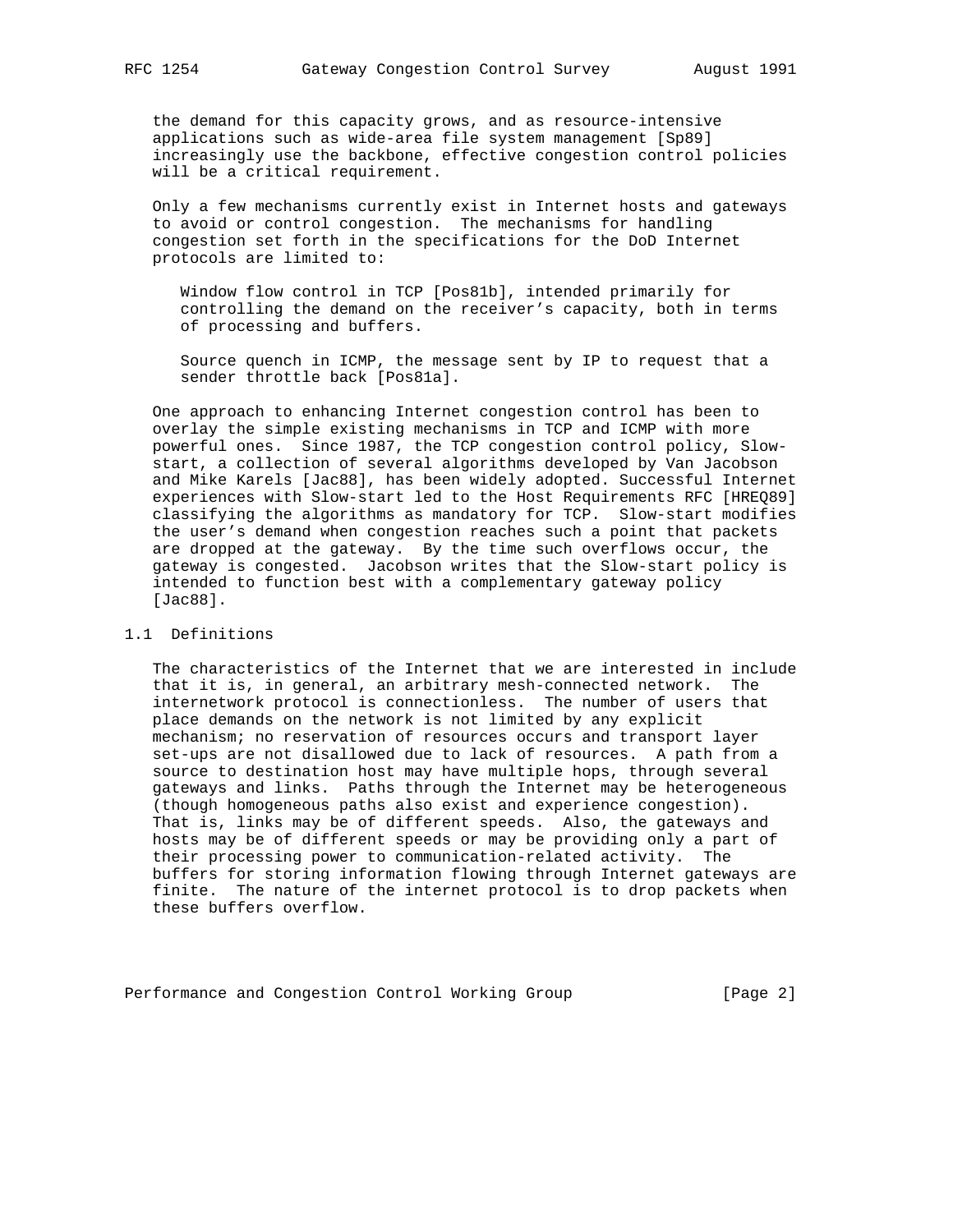the demand for this capacity grows, and as resource-intensive applications such as wide-area file system management [Sp89] increasingly use the backbone, effective congestion control policies will be a critical requirement.

Only a few mechanisms currently exist in Internet hosts and gateways to avoid or control congestion. The mechanisms for handling congestion set forth in the specifications for the DoD Internet protocols are limited to:

Window flow control in TCP [Pos81b], intended primarily for controlling the demand on the receiver's capacity, both in terms of processing and buffers.

Source quench in ICMP, the message sent by IP to request that a sender throttle back [Pos81a].

One approach to enhancing Internet congestion control has been to overlay the simple existing mechanisms in TCP and ICMP with more powerful ones. Since 1987, the TCP congestion control policy, Slow-start, a collection of several algorithms developed by Van Jacobson and Mike Karels [Jac88], has been widely adopted. Successful Internet experiences with Slow-start led to the Host Requirements RFC [HREQ89] classifying the algorithms as mandatory for TCP. Slow-start modifies the user's demand when congestion reaches such a point that packets are dropped at the gateway. By the time such overflows occur, the gateway is congested. Jacobson writes that the Slow-start policy is intended to function best with a complementary gateway policy [Jac88].

## 1.1 Definitions

The characteristics of the Internet that we are interested in include that it is, in general, an arbitrary mesh-connected network. The internetwork protocol is connectionless. The number of users that place demands on the network is not limited by any explicit mechanism; no reservation of resources occurs and transport layer set-ups are not disallowed due to lack of resources. A path from a source to destination host may have multiple hops, through several gateways and links. Paths through the Internet may be heterogeneous (though homogeneous paths also exist and experience congestion). That is, links may be of different speeds. Also, the gateways and hosts may be of different speeds or may be providing only a part of their processing power to communication-related activity. The buffers for storing information flowing through Internet gateways are finite. The nature of the internet protocol is to drop packets when these buffers overflow.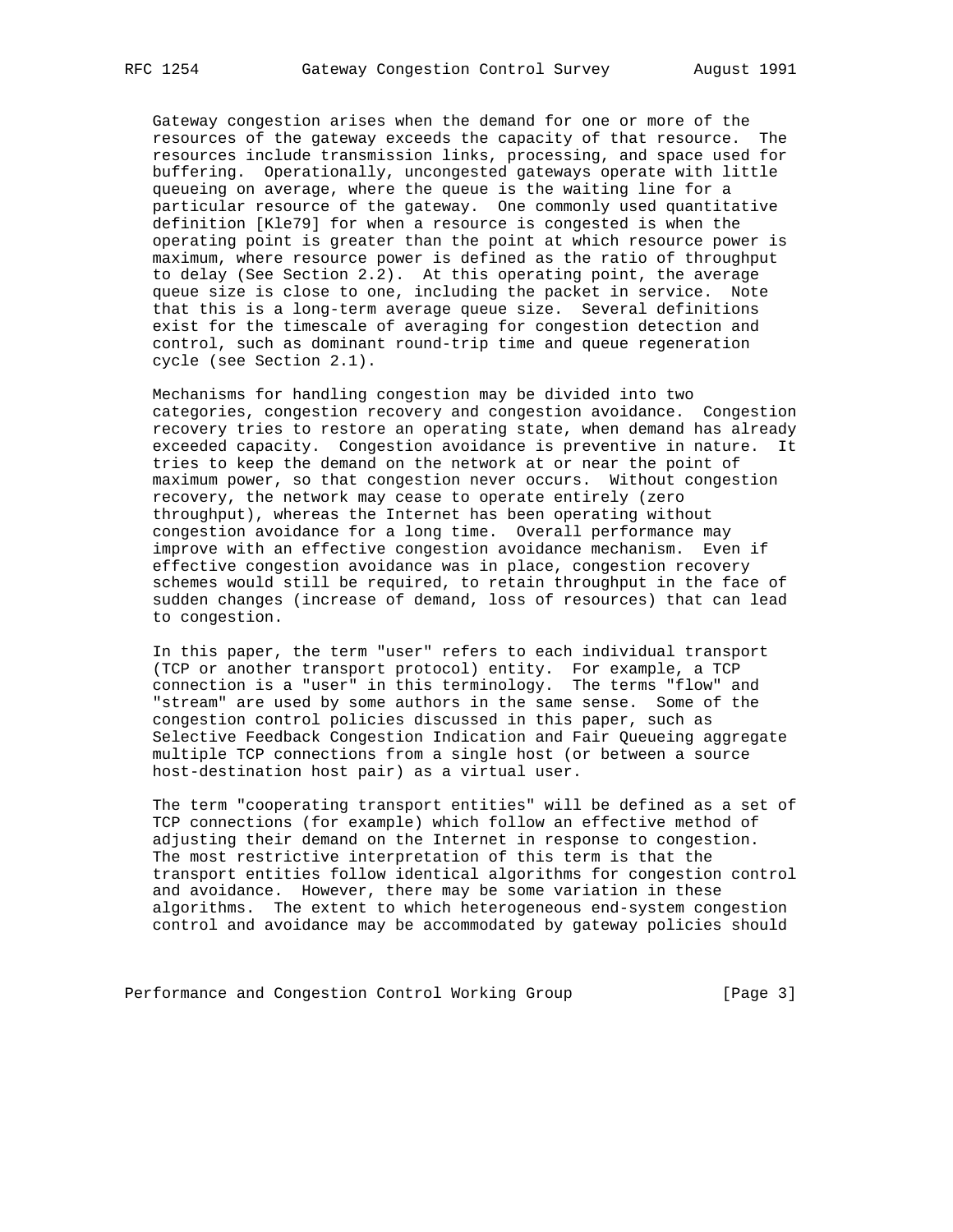Gateway congestion arises when the demand for one or more of the resources of the gateway exceeds the capacity of that resource. The resources include transmission links, processing, and space used for buffering. Operationally, uncongested gateways operate with little queueing on average, where the queue is the waiting line for a particular resource of the gateway. One commonly used quantitative definition [Kle79] for when a resource is congested is when the operating point is greater than the point at which resource power is maximum, where resource power is defined as the ratio of throughput to delay (See Section 2.2). At this operating point, the average queue size is close to one, including the packet in service. Note that this is a long-term average queue size. Several definitions exist for the timescale of averaging for congestion detection and control, such as dominant round-trip time and queue regeneration cycle (see Section 2.1).

Mechanisms for handling congestion may be divided into two categories, congestion recovery and congestion avoidance. Congestion recovery tries to restore an operating state, when demand has already exceeded capacity. Congestion avoidance is preventive in nature. It tries to keep the demand on the network at or near the point of maximum power, so that congestion never occurs. Without congestion recovery, the network may cease to operate entirely (zero throughput), whereas the Internet has been operating without congestion avoidance for a long time. Overall performance may improve with an effective congestion avoidance mechanism. Even if effective congestion avoidance was in place, congestion recovery schemes would still be required, to retain throughput in the face of sudden changes (increase of demand, loss of resources) that can lead to congestion.

In this paper, the term "user" refers to each individual transport (TCP or another transport protocol) entity. For example, a TCP connection is a "user" in this terminology. The terms "flow" and "stream" are used by some authors in the same sense. Some of the congestion control policies discussed in this paper, such as Selective Feedback Congestion Indication and Fair Queueing aggregate multiple TCP connections from a single host (or between a source host-destination host pair) as a virtual user.

The term "cooperating transport entities" will be defined as a set of TCP connections (for example) which follow an effective method of adjusting their demand on the Internet in response to congestion. The most restrictive interpretation of this term is that the transport entities follow identical algorithms for congestion control and avoidance. However, there may be some variation in these algorithms. The extent to which heterogeneous end-system congestion control and avoidance may be accommodated by gateway policies should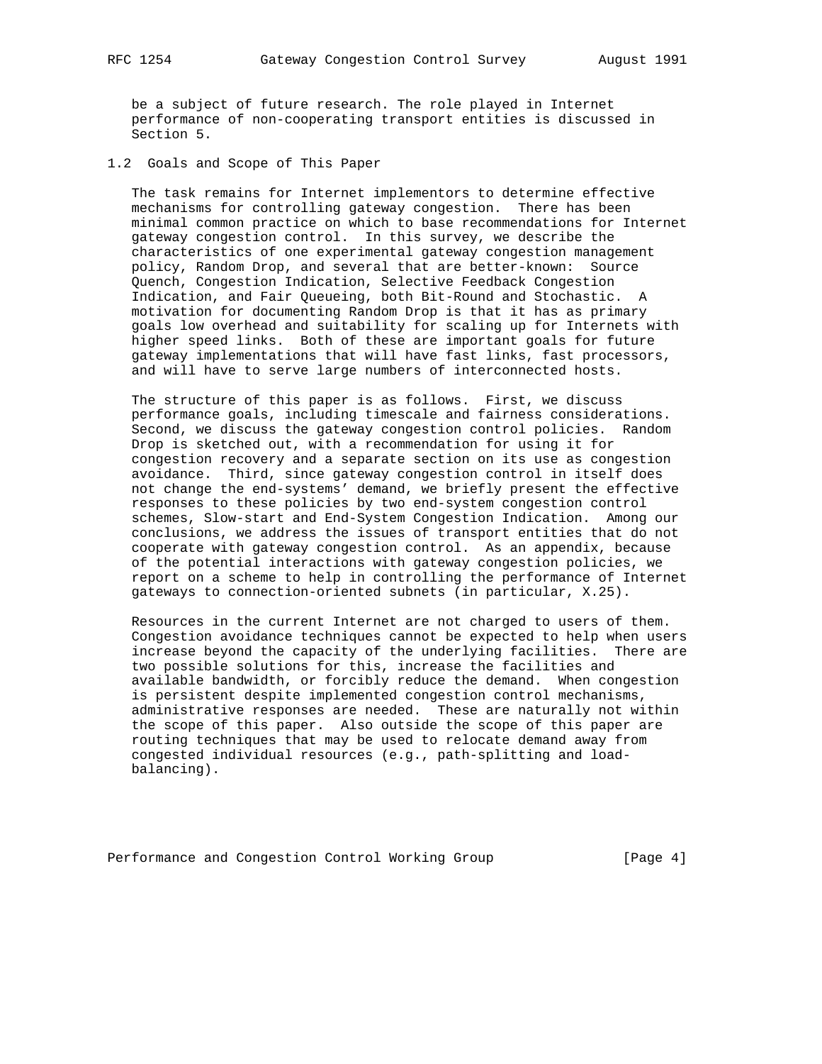be a subject of future research. The role played in Internet performance of non-cooperating transport entities is discussed in Section 5.

## 1.2 Goals and Scope of This Paper

The task remains for Internet implementors to determine effective mechanisms for controlling gateway congestion. There has been minimal common practice on which to base recommendations for Internet gateway congestion control. In this survey, we describe the characteristics of one experimental gateway congestion management policy, Random Drop, and several that are better-known: Source Quench, Congestion Indication, Selective Feedback Congestion Indication, and Fair Queueing, both Bit-Round and Stochastic. A motivation for documenting Random Drop is that it has as primary goals low overhead and suitability for scaling up for Internets with higher speed links. Both of these are important goals for future gateway implementations that will have fast links, fast processors, and will have to serve large numbers of interconnected hosts.

The structure of this paper is as follows. First, we discuss performance goals, including timescale and fairness considerations. Second, we discuss the gateway congestion control policies. Random Drop is sketched out, with a recommendation for using it for congestion recovery and a separate section on its use as congestion avoidance. Third, since gateway congestion control in itself does not change the end-systems' demand, we briefly present the effective responses to these policies by two end-system congestion control schemes, Slow-start and End-System Congestion Indication. Among our conclusions, we address the issues of transport entities that do not cooperate with gateway congestion control. As an appendix, because of the potential interactions with gateway congestion policies, we report on a scheme to help in controlling the performance of Internet gateways to connection-oriented subnets (in particular, X.25).

Resources in the current Internet are not charged to users of them. Congestion avoidance techniques cannot be expected to help when users increase beyond the capacity of the underlying facilities. There are two possible solutions for this, increase the facilities and available bandwidth, or forcibly reduce the demand. When congestion is persistent despite implemented congestion control mechanisms, administrative responses are needed. These are naturally not within the scope of this paper. Also outside the scope of this paper are routing techniques that may be used to relocate demand away from congested individual resources (e.g., path-splitting and load-balancing).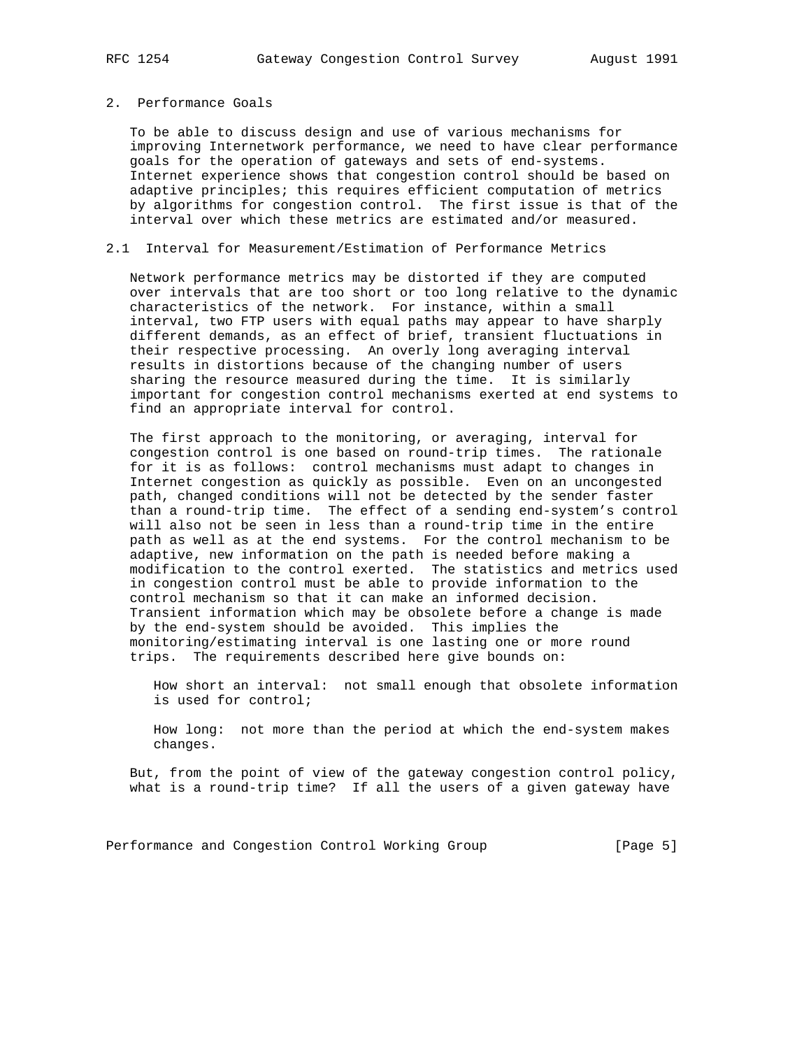## 2. Performance Goals

To be able to discuss design and use of various mechanisms for improving Internetwork performance, we need to have clear performance goals for the operation of gateways and sets of end-systems. Internet experience shows that congestion control should be based on adaptive principles; this requires efficient computation of metrics by algorithms for congestion control. The first issue is that of the interval over which these metrics are estimated and/or measured.

### 2.1 Interval for Measurement/Estimation of Performance Metrics

Network performance metrics may be distorted if they are computed over intervals that are too short or too long relative to the dynamic characteristics of the network. For instance, within a small interval, two FTP users with equal paths may appear to have sharply different demands, as an effect of brief, transient fluctuations in their respective processing. An overly long averaging interval results in distortions because of the changing number of users sharing the resource measured during the time. It is similarly important for congestion control mechanisms exerted at end systems to find an appropriate interval for control.

The first approach to the monitoring, or averaging, interval for congestion control is one based on round-trip times. The rationale for it is as follows: control mechanisms must adapt to changes in Internet congestion as quickly as possible. Even on an uncongested path, changed conditions will not be detected by the sender faster than a round-trip time. The effect of a sending end-system's control will also not be seen in less than a round-trip time in the entire path as well as at the end systems. For the control mechanism to be adaptive, new information on the path is needed before making a modification to the control exerted. The statistics and metrics used in congestion control must be able to provide information to the control mechanism so that it can make an informed decision. Transient information which may be obsolete before a change is made by the end-system should be avoided. This implies the monitoring/estimating interval is one lasting one or more round trips. The requirements described here give bounds on:

How short an interval: not small enough that obsolete information is used for control;

How long: not more than the period at which the end-system makes changes.

But, from the point of view of the gateway congestion control policy, what is a round-trip time? If all the users of a given gateway have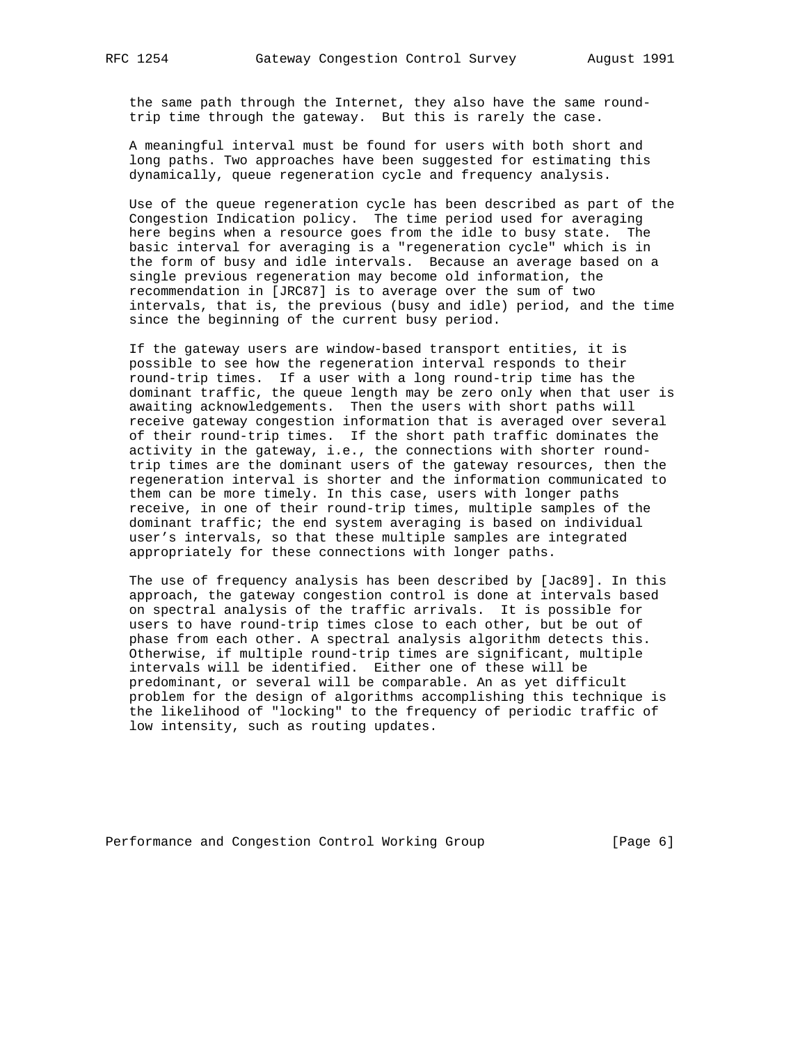the same path through the Internet, they also have the same round-trip time through the gateway. But this is rarely the case.

A meaningful interval must be found for users with both short and long paths. Two approaches have been suggested for estimating this dynamically, queue regeneration cycle and frequency analysis.

Use of the queue regeneration cycle has been described as part of the Congestion Indication policy. The time period used for averaging here begins when a resource goes from the idle to busy state. The basic interval for averaging is a "regeneration cycle" which is in the form of busy and idle intervals. Because an average based on a single previous regeneration may become old information, the recommendation in [JRC87] is to average over the sum of two intervals, that is, the previous (busy and idle) period, and the time since the beginning of the current busy period.

If the gateway users are window-based transport entities, it is possible to see how the regeneration interval responds to their round-trip times. If a user with a long round-trip time has the dominant traffic, the queue length may be zero only when that user is awaiting acknowledgements. Then the users with short paths will receive gateway congestion information that is averaged over several of their round-trip times. If the short path traffic dominates the activity in the gateway, i.e., the connections with shorter round-trip times are the dominant users of the gateway resources, then the regeneration interval is shorter and the information communicated to them can be more timely. In this case, users with longer paths receive, in one of their round-trip times, multiple samples of the dominant traffic; the end system averaging is based on individual user's intervals, so that these multiple samples are integrated appropriately for these connections with longer paths.

The use of frequency analysis has been described by [Jac89]. In this approach, the gateway congestion control is done at intervals based on spectral analysis of the traffic arrivals. It is possible for users to have round-trip times close to each other, but be out of phase from each other. A spectral analysis algorithm detects this. Otherwise, if multiple round-trip times are significant, multiple intervals will be identified. Either one of these will be predominant, or several will be comparable. An as yet difficult problem for the design of algorithms accomplishing this technique is the likelihood of "locking" to the frequency of periodic traffic of low intensity, such as routing updates.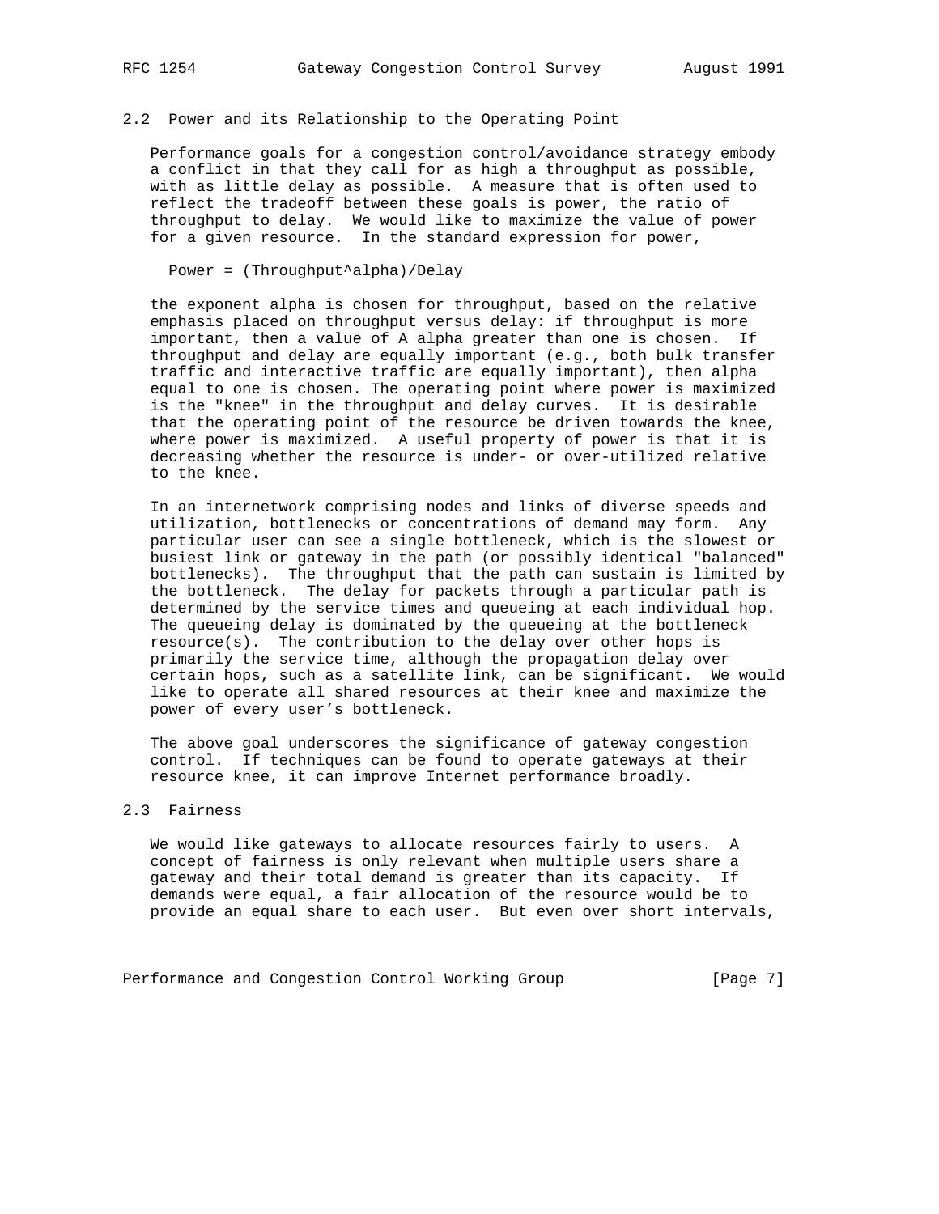## 2.2 Power and its Relationship to the Operating Point

Performance goals for a congestion control/avoidance strategy embody a conflict in that they call for as high a throughput as possible, with as little delay as possible. A measure that is often used to reflect the tradeoff between these goals is power, the ratio of throughput to delay. We would like to maximize the value of power for a given resource. In the standard expression for power,

$$\text{Power} = (\text{Throughput}^{\alpha})/\text{Delay}$$

the exponent alpha is chosen for throughput, based on the relative emphasis placed on throughput versus delay: if throughput is more important, then a value of A alpha greater than one is chosen. If throughput and delay are equally important (e.g., both bulk transfer traffic and interactive traffic are equally important), then alpha equal to one is chosen. The operating point where power is maximized is the "knee" in the throughput and delay curves. It is desirable that the operating point of the resource be driven towards the knee, where power is maximized. A useful property of power is that it is decreasing whether the resource is under- or over-utilized relative to the knee.

In an internetwork comprising nodes and links of diverse speeds and utilization, bottlenecks or concentrations of demand may form. Any particular user can see a single bottleneck, which is the slowest or busiest link or gateway in the path (or possibly identical "balanced" bottlenecks). The throughput that the path can sustain is limited by the bottleneck. The delay for packets through a particular path is determined by the service times and queueing at each individual hop. The queueing delay is dominated by the queueing at the bottleneck resource(s). The contribution to the delay over other hops is primarily the service time, although the propagation delay over certain hops, such as a satellite link, can be significant. We would like to operate all shared resources at their knee and maximize the power of every user's bottleneck.

The above goal underscores the significance of gateway congestion control. If techniques can be found to operate gateways at their resource knee, it can improve Internet performance broadly.

## 2.3 Fairness

We would like gateways to allocate resources fairly to users. A concept of fairness is only relevant when multiple users share a gateway and their total demand is greater than its capacity. If demands were equal, a fair allocation of the resource would be to provide an equal share to each user. But even over short intervals,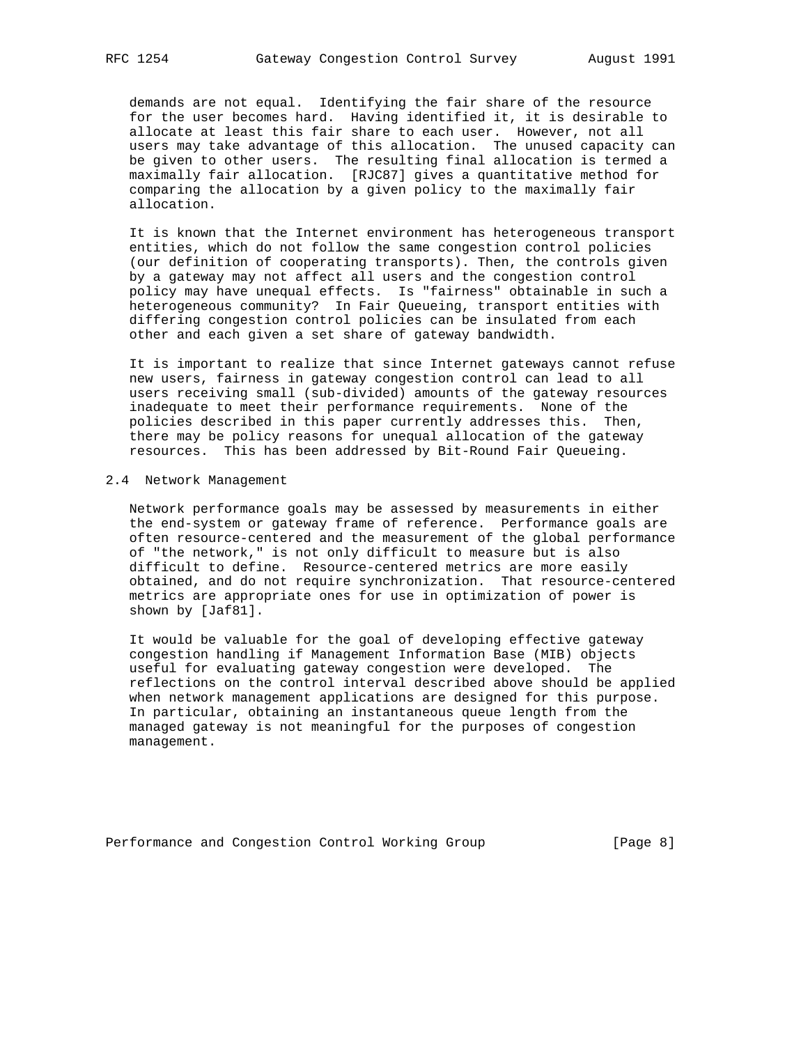demands are not equal. Identifying the fair share of the resource for the user becomes hard. Having identified it, it is desirable to allocate at least this fair share to each user. However, not all users may take advantage of this allocation. The unused capacity can be given to other users. The resulting final allocation is termed a maximally fair allocation. [RJC87] gives a quantitative method for comparing the allocation by a given policy to the maximally fair allocation.

It is known that the Internet environment has heterogeneous transport entities, which do not follow the same congestion control policies (our definition of cooperating transports). Then, the controls given by a gateway may not affect all users and the congestion control policy may have unequal effects. Is "fairness" obtainable in such a heterogeneous community? In Fair Queueing, transport entities with differing congestion control policies can be insulated from each other and each given a set share of gateway bandwidth.

It is important to realize that since Internet gateways cannot refuse new users, fairness in gateway congestion control can lead to all users receiving small (sub-divided) amounts of the gateway resources inadequate to meet their performance requirements. None of the policies described in this paper currently addresses this. Then, there may be policy reasons for unequal allocation of the gateway resources. This has been addressed by Bit-Round Fair Queueing.

## 2.4 Network Management

Network performance goals may be assessed by measurements in either the end-system or gateway frame of reference. Performance goals are often resource-centered and the measurement of the global performance of "the network," is not only difficult to measure but is also difficult to define. Resource-centered metrics are more easily obtained, and do not require synchronization. That resource-centered metrics are appropriate ones for use in optimization of power is shown by [Jaf81].

It would be valuable for the goal of developing effective gateway congestion handling if Management Information Base (MIB) objects useful for evaluating gateway congestion were developed. The reflections on the control interval described above should be applied when network management applications are designed for this purpose. In particular, obtaining an instantaneous queue length from the managed gateway is not meaningful for the purposes of congestion management.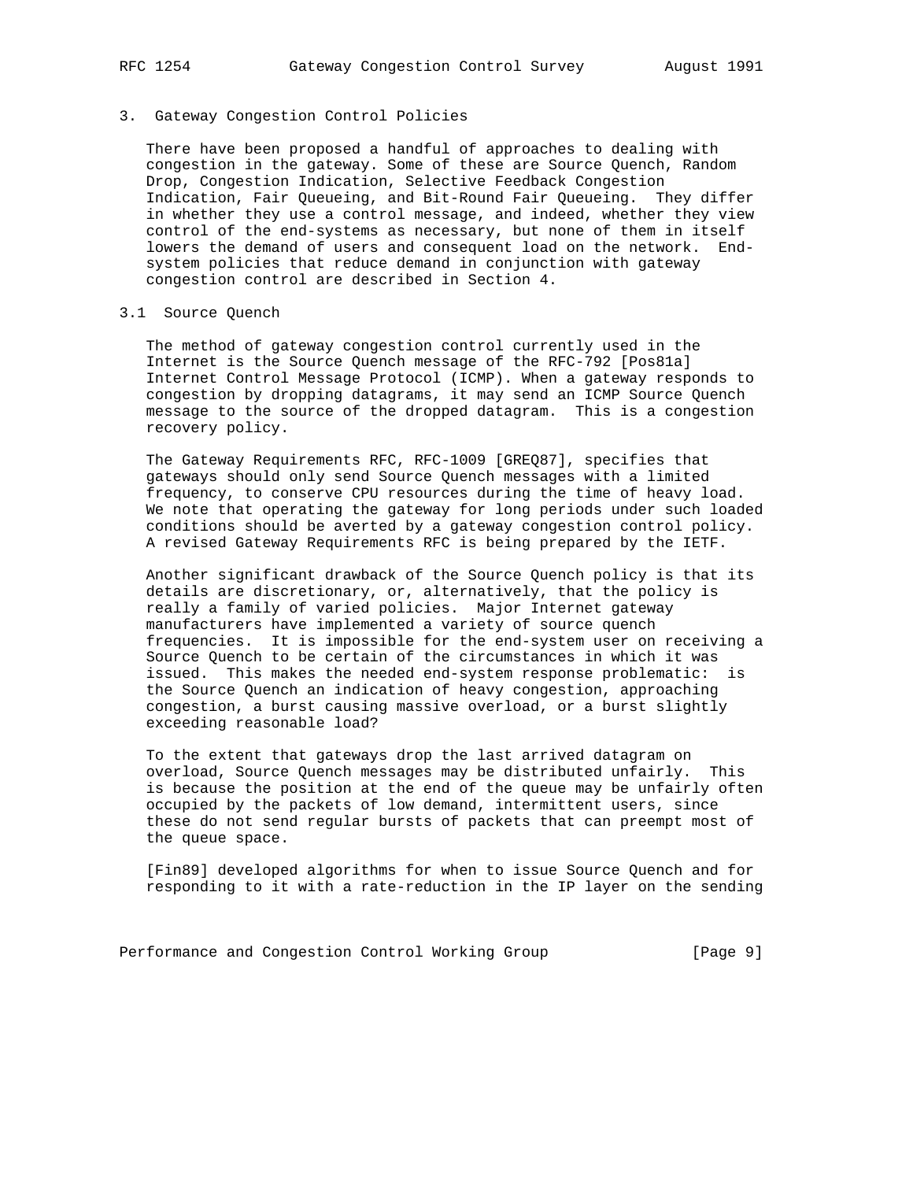## 3. Gateway Congestion Control Policies

There have been proposed a handful of approaches to dealing with congestion in the gateway. Some of these are Source Quench, Random Drop, Congestion Indication, Selective Feedback Congestion Indication, Fair Queueing, and Bit-Round Fair Queueing. They differ in whether they use a control message, and indeed, whether they view control of the end-systems as necessary, but none of them in itself lowers the demand of users and consequent load on the network. End-system policies that reduce demand in conjunction with gateway congestion control are described in Section 4.

### 3.1 Source Quench

The method of gateway congestion control currently used in the Internet is the Source Quench message of the RFC-792 [Pos81a] Internet Control Message Protocol (ICMP). When a gateway responds to congestion by dropping datagrams, it may send an ICMP Source Quench message to the source of the dropped datagram. This is a congestion recovery policy.

The Gateway Requirements RFC, RFC-1009 [GREQ87], specifies that gateways should only send Source Quench messages with a limited frequency, to conserve CPU resources during the time of heavy load. We note that operating the gateway for long periods under such loaded conditions should be averted by a gateway congestion control policy. A revised Gateway Requirements RFC is being prepared by the IETF.

Another significant drawback of the Source Quench policy is that its details are discretionary, or, alternatively, that the policy is really a family of varied policies. Major Internet gateway manufacturers have implemented a variety of source quench frequencies. It is impossible for the end-system user on receiving a Source Quench to be certain of the circumstances in which it was issued. This makes the needed end-system response problematic: is the Source Quench an indication of heavy congestion, approaching congestion, a burst causing massive overload, or a burst slightly exceeding reasonable load?

To the extent that gateways drop the last arrived datagram on overload, Source Quench messages may be distributed unfairly. This is because the position at the end of the queue may be unfairly often occupied by the packets of low demand, intermittent users, since these do not send regular bursts of packets that can preempt most of the queue space.

[Fin89] developed algorithms for when to issue Source Quench and for responding to it with a rate-reduction in the IP layer on the sending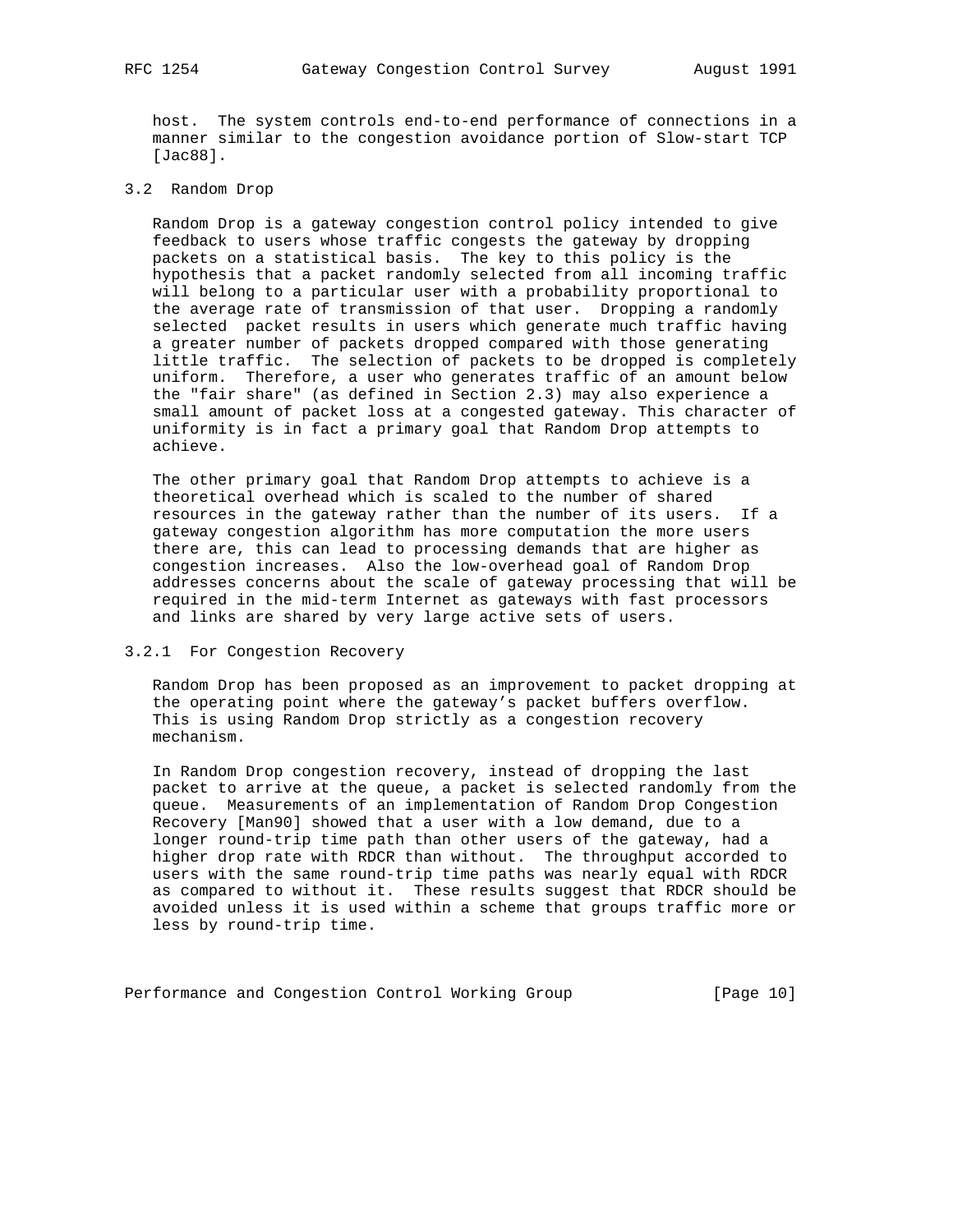host. The system controls end-to-end performance of connections in a manner similar to the congestion avoidance portion of Slow-start TCP [Jac88].

### 3.2 Random Drop

Random Drop is a gateway congestion control policy intended to give feedback to users whose traffic congests the gateway by dropping packets on a statistical basis. The key to this policy is the hypothesis that a packet randomly selected from all incoming traffic will belong to a particular user with a probability proportional to the average rate of transmission of that user. Dropping a randomly selected packet results in users which generate much traffic having a greater number of packets dropped compared with those generating little traffic. The selection of packets to be dropped is completely uniform. Therefore, a user who generates traffic of an amount below the "fair share" (as defined in Section 2.3) may also experience a small amount of packet loss at a congested gateway. This character of uniformity is in fact a primary goal that Random Drop attempts to achieve.

The other primary goal that Random Drop attempts to achieve is a theoretical overhead which is scaled to the number of shared resources in the gateway rather than the number of its users. If a gateway congestion algorithm has more computation the more users there are, this can lead to processing demands that are higher as congestion increases. Also the low-overhead goal of Random Drop addresses concerns about the scale of gateway processing that will be required in the mid-term Internet as gateways with fast processors and links are shared by very large active sets of users.

#### 3.2.1 For Congestion Recovery

Random Drop has been proposed as an improvement to packet dropping at the operating point where the gateway's packet buffers overflow. This is using Random Drop strictly as a congestion recovery mechanism.

In Random Drop congestion recovery, instead of dropping the last packet to arrive at the queue, a packet is selected randomly from the queue. Measurements of an implementation of Random Drop Congestion Recovery [Man90] showed that a user with a low demand, due to a longer round-trip time path than other users of the gateway, had a higher drop rate with RDCR than without. The throughput accorded to users with the same round-trip time paths was nearly equal with RDCR as compared to without it. These results suggest that RDCR should be avoided unless it is used within a scheme that groups traffic more or less by round-trip time.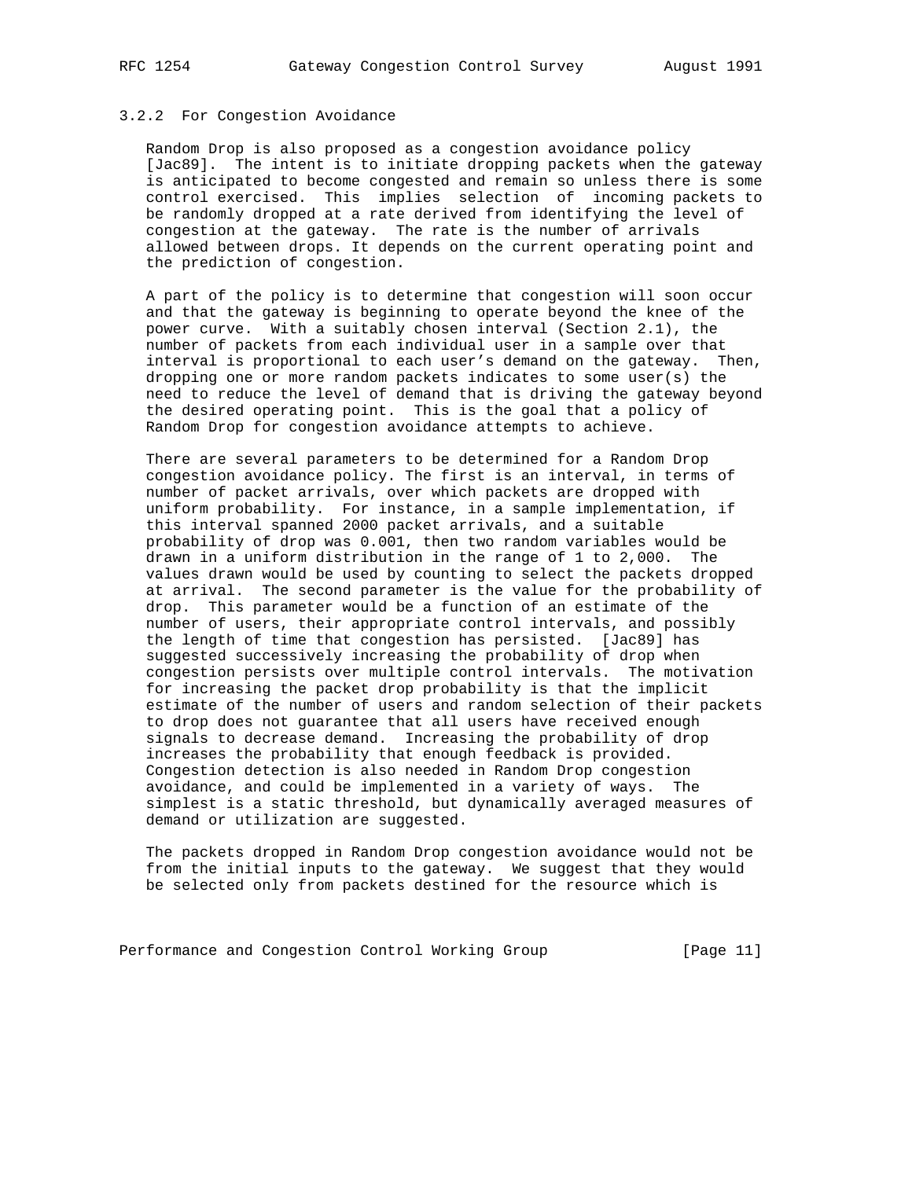### 3.2.2 For Congestion Avoidance

Random Drop is also proposed as a congestion avoidance policy [Jac89]. The intent is to initiate dropping packets when the gateway is anticipated to become congested and remain so unless there is some control exercised. This implies selection of incoming packets to be randomly dropped at a rate derived from identifying the level of congestion at the gateway. The rate is the number of arrivals allowed between drops. It depends on the current operating point and the prediction of congestion.

A part of the policy is to determine that congestion will soon occur and that the gateway is beginning to operate beyond the knee of the power curve. With a suitably chosen interval (Section 2.1), the number of packets from each individual user in a sample over that interval is proportional to each user's demand on the gateway. Then, dropping one or more random packets indicates to some user(s) the need to reduce the level of demand that is driving the gateway beyond the desired operating point. This is the goal that a policy of Random Drop for congestion avoidance attempts to achieve.

There are several parameters to be determined for a Random Drop congestion avoidance policy. The first is an interval, in terms of number of packet arrivals, over which packets are dropped with uniform probability. For instance, in a sample implementation, if this interval spanned 2000 packet arrivals, and a suitable probability of drop was 0.001, then two random variables would be drawn in a uniform distribution in the range of 1 to 2,000. The values drawn would be used by counting to select the packets dropped at arrival. The second parameter is the value for the probability of drop. This parameter would be a function of an estimate of the number of users, their appropriate control intervals, and possibly the length of time that congestion has persisted. [Jac89] has suggested successively increasing the probability of drop when congestion persists over multiple control intervals. The motivation for increasing the packet drop probability is that the implicit estimate of the number of users and random selection of their packets to drop does not guarantee that all users have received enough signals to decrease demand. Increasing the probability of drop increases the probability that enough feedback is provided. Congestion detection is also needed in Random Drop congestion avoidance, and could be implemented in a variety of ways. The simplest is a static threshold, but dynamically averaged measures of demand or utilization are suggested.

The packets dropped in Random Drop congestion avoidance would not be from the initial inputs to the gateway. We suggest that they would be selected only from packets destined for the resource which is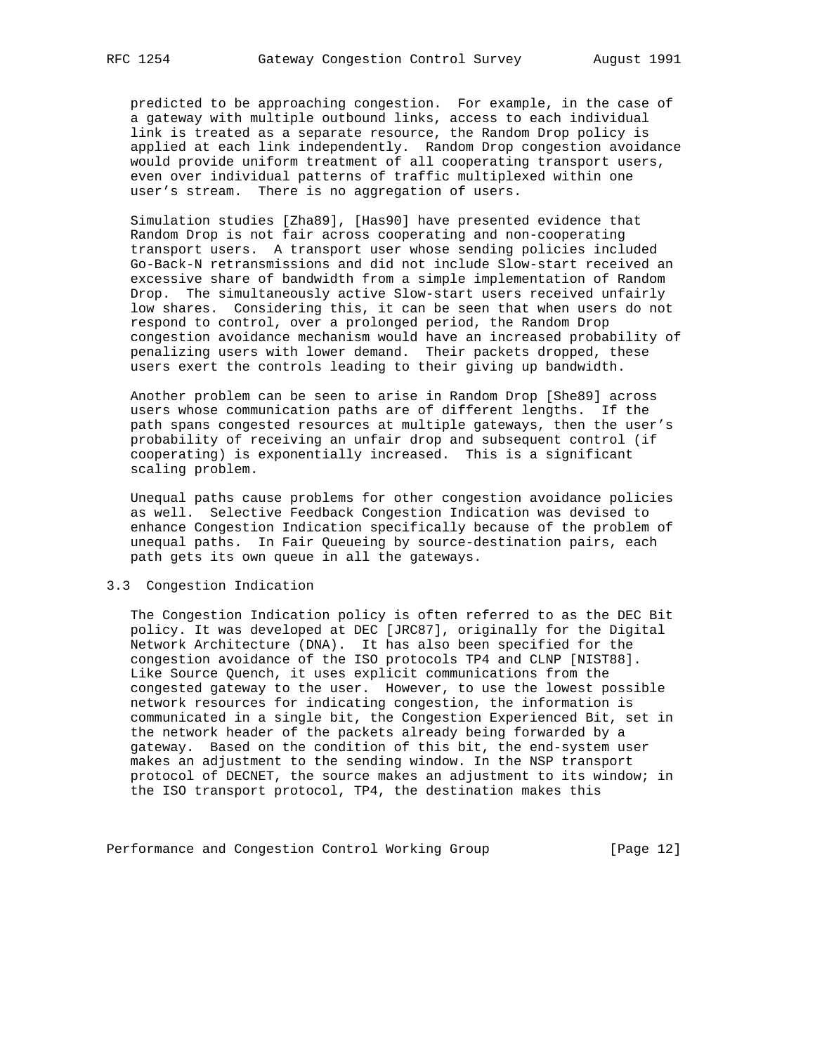predicted to be approaching congestion. For example, in the case of a gateway with multiple outbound links, access to each individual link is treated as a separate resource, the Random Drop policy is applied at each link independently. Random Drop congestion avoidance would provide uniform treatment of all cooperating transport users, even over individual patterns of traffic multiplexed within one user's stream. There is no aggregation of users.

Simulation studies [Zha89], [Has90] have presented evidence that Random Drop is not fair across cooperating and non-cooperating transport users. A transport user whose sending policies included Go-Back-N retransmissions and did not include Slow-start received an excessive share of bandwidth from a simple implementation of Random Drop. The simultaneously active Slow-start users received unfairly low shares. Considering this, it can be seen that when users do not respond to control, over a prolonged period, the Random Drop congestion avoidance mechanism would have an increased probability of penalizing users with lower demand. Their packets dropped, these users exert the controls leading to their giving up bandwidth.

Another problem can be seen to arise in Random Drop [She89] across users whose communication paths are of different lengths. If the path spans congested resources at multiple gateways, then the user's probability of receiving an unfair drop and subsequent control (if cooperating) is exponentially increased. This is a significant scaling problem.

Unequal paths cause problems for other congestion avoidance policies as well. Selective Feedback Congestion Indication was devised to enhance Congestion Indication specifically because of the problem of unequal paths. In Fair Queueing by source-destination pairs, each path gets its own queue in all the gateways.

## 3.3 Congestion Indication

The Congestion Indication policy is often referred to as the DEC Bit policy. It was developed at DEC [JRC87], originally for the Digital Network Architecture (DNA). It has also been specified for the congestion avoidance of the ISO protocols TP4 and CLNP [NIST88]. Like Source Quench, it uses explicit communications from the congested gateway to the user. However, to use the lowest possible network resources for indicating congestion, the information is communicated in a single bit, the Congestion Experienced Bit, set in the network header of the packets already being forwarded by a gateway. Based on the condition of this bit, the end-system user makes an adjustment to the sending window. In the NSP transport protocol of DECNET, the source makes an adjustment to its window; in the ISO transport protocol, TP4, the destination makes this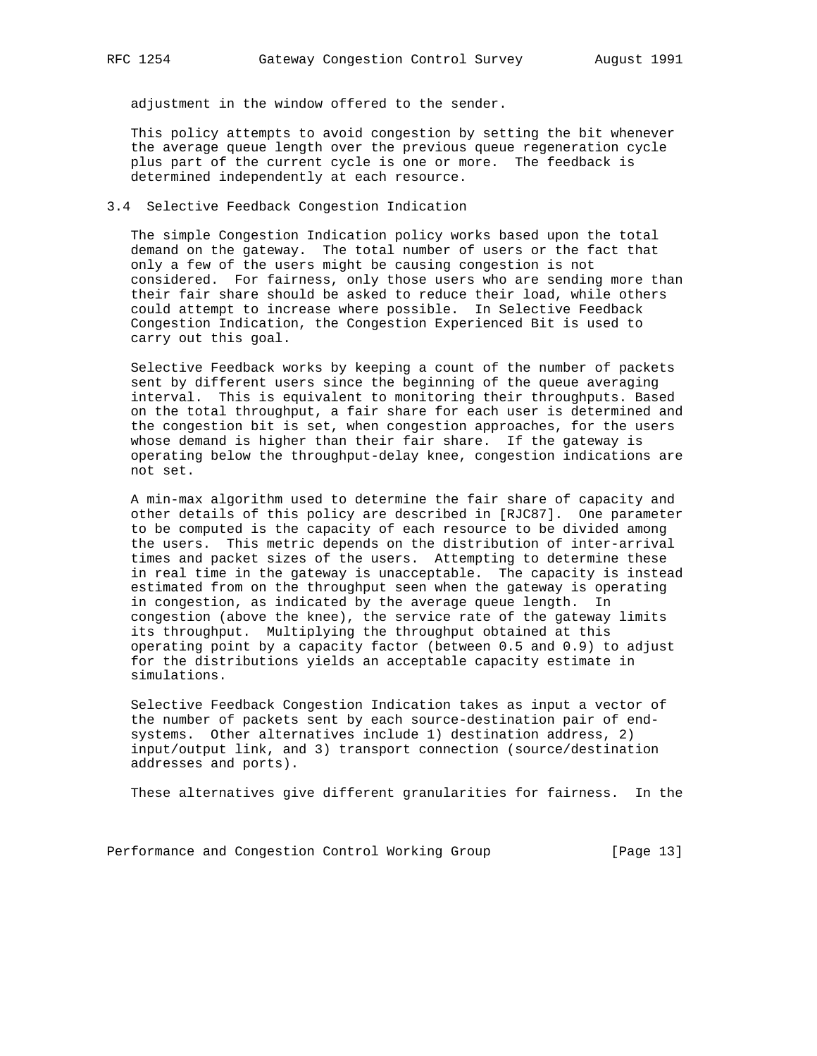adjustment in the window offered to the sender.

This policy attempts to avoid congestion by setting the bit whenever the average queue length over the previous queue regeneration cycle plus part of the current cycle is one or more. The feedback is determined independently at each resource.

### 3.4 Selective Feedback Congestion Indication

The simple Congestion Indication policy works based upon the total demand on the gateway. The total number of users or the fact that only a few of the users might be causing congestion is not considered. For fairness, only those users who are sending more than their fair share should be asked to reduce their load, while others could attempt to increase where possible. In Selective Feedback Congestion Indication, the Congestion Experienced Bit is used to carry out this goal.

Selective Feedback works by keeping a count of the number of packets sent by different users since the beginning of the queue averaging interval. This is equivalent to monitoring their throughputs. Based on the total throughput, a fair share for each user is determined and the congestion bit is set, when congestion approaches, for the users whose demand is higher than their fair share. If the gateway is operating below the throughput-delay knee, congestion indications are not set.

A min-max algorithm used to determine the fair share of capacity and other details of this policy are described in [RJC87]. One parameter to be computed is the capacity of each resource to be divided among the users. This metric depends on the distribution of inter-arrival times and packet sizes of the users. Attempting to determine these in real time in the gateway is unacceptable. The capacity is instead estimated from on the throughput seen when the gateway is operating in congestion, as indicated by the average queue length. In congestion (above the knee), the service rate of the gateway limits its throughput. Multiplying the throughput obtained at this operating point by a capacity factor (between 0.5 and 0.9) to adjust for the distributions yields an acceptable capacity estimate in simulations.

Selective Feedback Congestion Indication takes as input a vector of the number of packets sent by each source-destination pair of end-systems. Other alternatives include 1) destination address, 2) input/output link, and 3) transport connection (source/destination addresses and ports).

These alternatives give different granularities for fairness. In the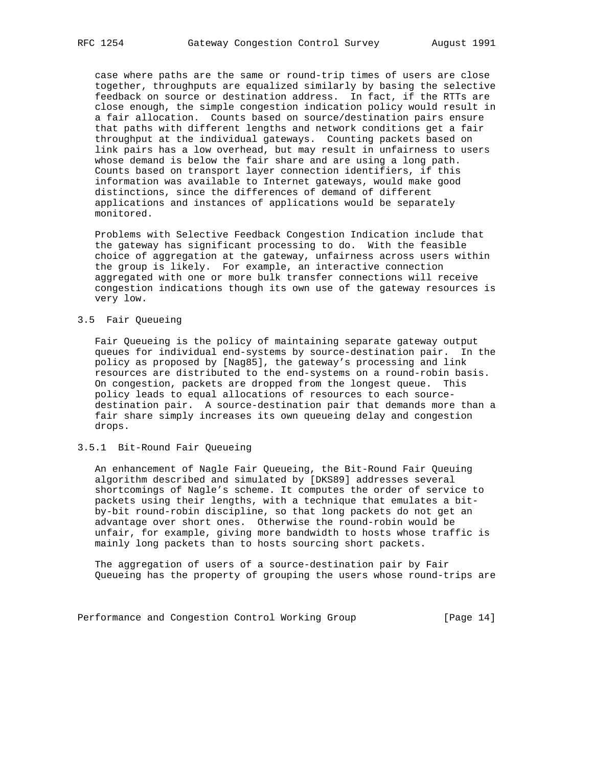case where paths are the same or round-trip times of users are close together, throughputs are equalized similarly by basing the selective feedback on source or destination address. In fact, if the RTTs are close enough, the simple congestion indication policy would result in a fair allocation. Counts based on source/destination pairs ensure that paths with different lengths and network conditions get a fair throughput at the individual gateways. Counting packets based on link pairs has a low overhead, but may result in unfairness to users whose demand is below the fair share and are using a long path. Counts based on transport layer connection identifiers, if this information was available to Internet gateways, would make good distinctions, since the differences of demand of different applications and instances of applications would be separately monitored.

Problems with Selective Feedback Congestion Indication include that the gateway has significant processing to do. With the feasible choice of aggregation at the gateway, unfairness across users within the group is likely. For example, an interactive connection aggregated with one or more bulk transfer connections will receive congestion indications though its own use of the gateway resources is very low.

### 3.5 Fair Queueing

Fair Queueing is the policy of maintaining separate gateway output queues for individual end-systems by source-destination pair. In the policy as proposed by [Nag85], the gateway's processing and link resources are distributed to the end-systems on a round-robin basis. On congestion, packets are dropped from the longest queue. This policy leads to equal allocations of resources to each source-destination pair. A source-destination pair that demands more than a fair share simply increases its own queueing delay and congestion drops.

#### 3.5.1 Bit-Round Fair Queueing

An enhancement of Nagle Fair Queueing, the Bit-Round Fair Queuing algorithm described and simulated by [DKS89] addresses several shortcomings of Nagle's scheme. It computes the order of service to packets using their lengths, with a technique that emulates a bit-by-bit round-robin discipline, so that long packets do not get an advantage over short ones. Otherwise the round-robin would be unfair, for example, giving more bandwidth to hosts whose traffic is mainly long packets than to hosts sourcing short packets.

The aggregation of users of a source-destination pair by Fair Queueing has the property of grouping the users whose round-trips are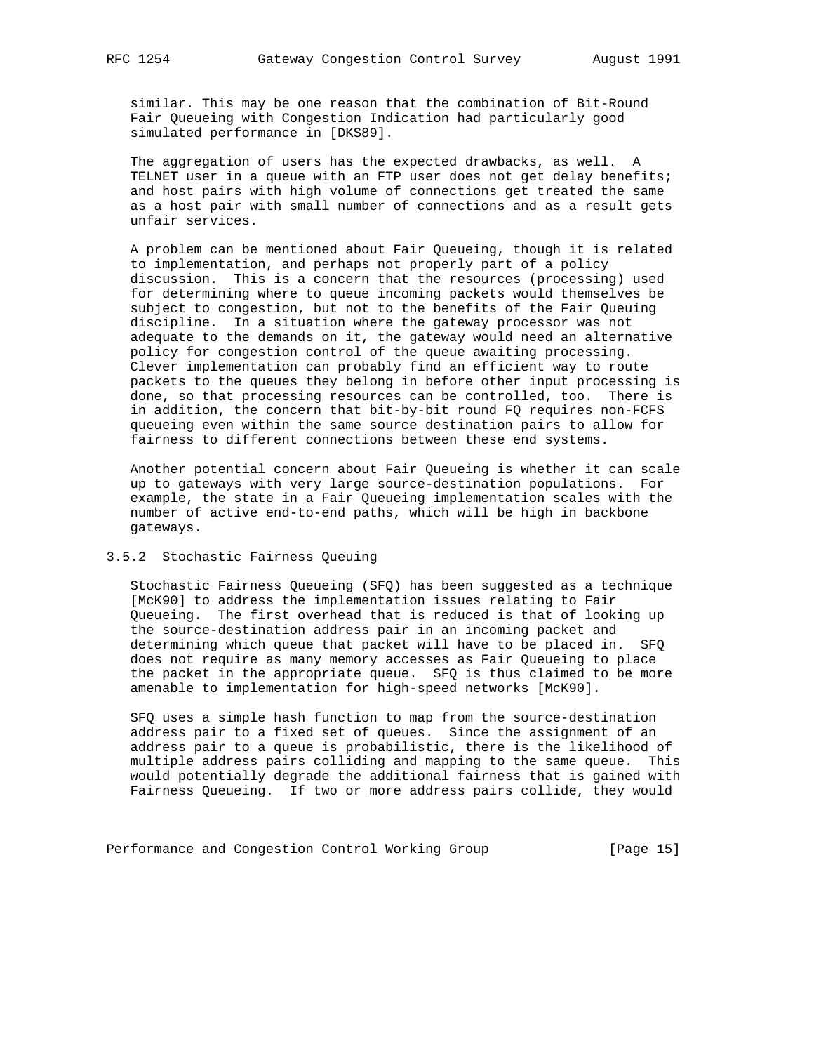similar. This may be one reason that the combination of Bit-Round Fair Queueing with Congestion Indication had particularly good simulated performance in [DKS89].

The aggregation of users has the expected drawbacks, as well. A TELNET user in a queue with an FTP user does not get delay benefits; and host pairs with high volume of connections get treated the same as a host pair with small number of connections and as a result gets unfair services.

A problem can be mentioned about Fair Queueing, though it is related to implementation, and perhaps not properly part of a policy discussion. This is a concern that the resources (processing) used for determining where to queue incoming packets would themselves be subject to congestion, but not to the benefits of the Fair Queuing discipline. In a situation where the gateway processor was not adequate to the demands on it, the gateway would need an alternative policy for congestion control of the queue awaiting processing. Clever implementation can probably find an efficient way to route packets to the queues they belong in before other input processing is done, so that processing resources can be controlled, too. There is in addition, the concern that bit-by-bit round FQ requires non-FCFS queueing even within the same source destination pairs to allow for fairness to different connections between these end systems.

Another potential concern about Fair Queueing is whether it can scale up to gateways with very large source-destination populations. For example, the state in a Fair Queueing implementation scales with the number of active end-to-end paths, which will be high in backbone gateways.

### 3.5.2 Stochastic Fairness Queuing

Stochastic Fairness Queueing (SFQ) has been suggested as a technique [McK90] to address the implementation issues relating to Fair Queueing. The first overhead that is reduced is that of looking up the source-destination address pair in an incoming packet and determining which queue that packet will have to be placed in. SFQ does not require as many memory accesses as Fair Queueing to place the packet in the appropriate queue. SFQ is thus claimed to be more amenable to implementation for high-speed networks [McK90].

SFQ uses a simple hash function to map from the source-destination address pair to a fixed set of queues. Since the assignment of an address pair to a queue is probabilistic, there is the likelihood of multiple address pairs colliding and mapping to the same queue. This would potentially degrade the additional fairness that is gained with Fairness Queueing. If two or more address pairs collide, they would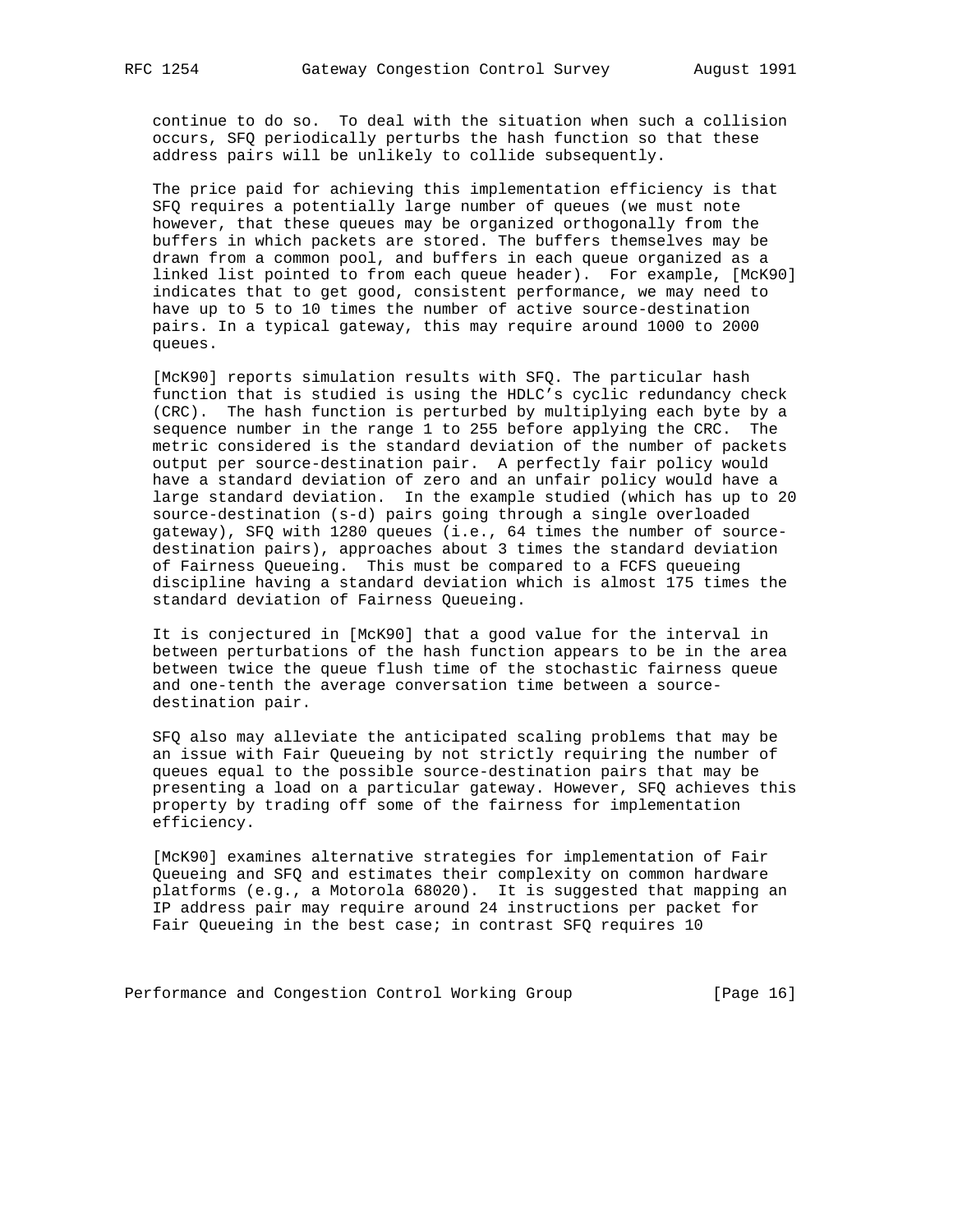continue to do so. To deal with the situation when such a collision occurs, SFQ periodically perturbs the hash function so that these address pairs will be unlikely to collide subsequently.

The price paid for achieving this implementation efficiency is that SFQ requires a potentially large number of queues (we must note however, that these queues may be organized orthogonally from the buffers in which packets are stored. The buffers themselves may be drawn from a common pool, and buffers in each queue organized as a linked list pointed to from each queue header). For example, [McK90] indicates that to get good, consistent performance, we may need to have up to 5 to 10 times the number of active source-destination pairs. In a typical gateway, this may require around 1000 to 2000 queues.

[McK90] reports simulation results with SFQ. The particular hash function that is studied is using the HDLC's cyclic redundancy check (CRC). The hash function is perturbed by multiplying each byte by a sequence number in the range 1 to 255 before applying the CRC. The metric considered is the standard deviation of the number of packets output per source-destination pair. A perfectly fair policy would have a standard deviation of zero and an unfair policy would have a large standard deviation. In the example studied (which has up to 20 source-destination (s-d) pairs going through a single overloaded gateway), SFQ with 1280 queues (i.e., 64 times the number of source-destination pairs), approaches about 3 times the standard deviation of Fairness Queueing. This must be compared to a FCFS queueing discipline having a standard deviation which is almost 175 times the standard deviation of Fairness Queueing.

It is conjectured in [McK90] that a good value for the interval in between perturbations of the hash function appears to be in the area between twice the queue flush time of the stochastic fairness queue and one-tenth the average conversation time between a source-destination pair.

SFQ also may alleviate the anticipated scaling problems that may be an issue with Fair Queueing by not strictly requiring the number of queues equal to the possible source-destination pairs that may be presenting a load on a particular gateway. However, SFQ achieves this property by trading off some of the fairness for implementation efficiency.

[McK90] examines alternative strategies for implementation of Fair Queueing and SFQ and estimates their complexity on common hardware platforms (e.g., a Motorola 68020). It is suggested that mapping an IP address pair may require around 24 instructions per packet for Fair Queueing in the best case; in contrast SFQ requires 10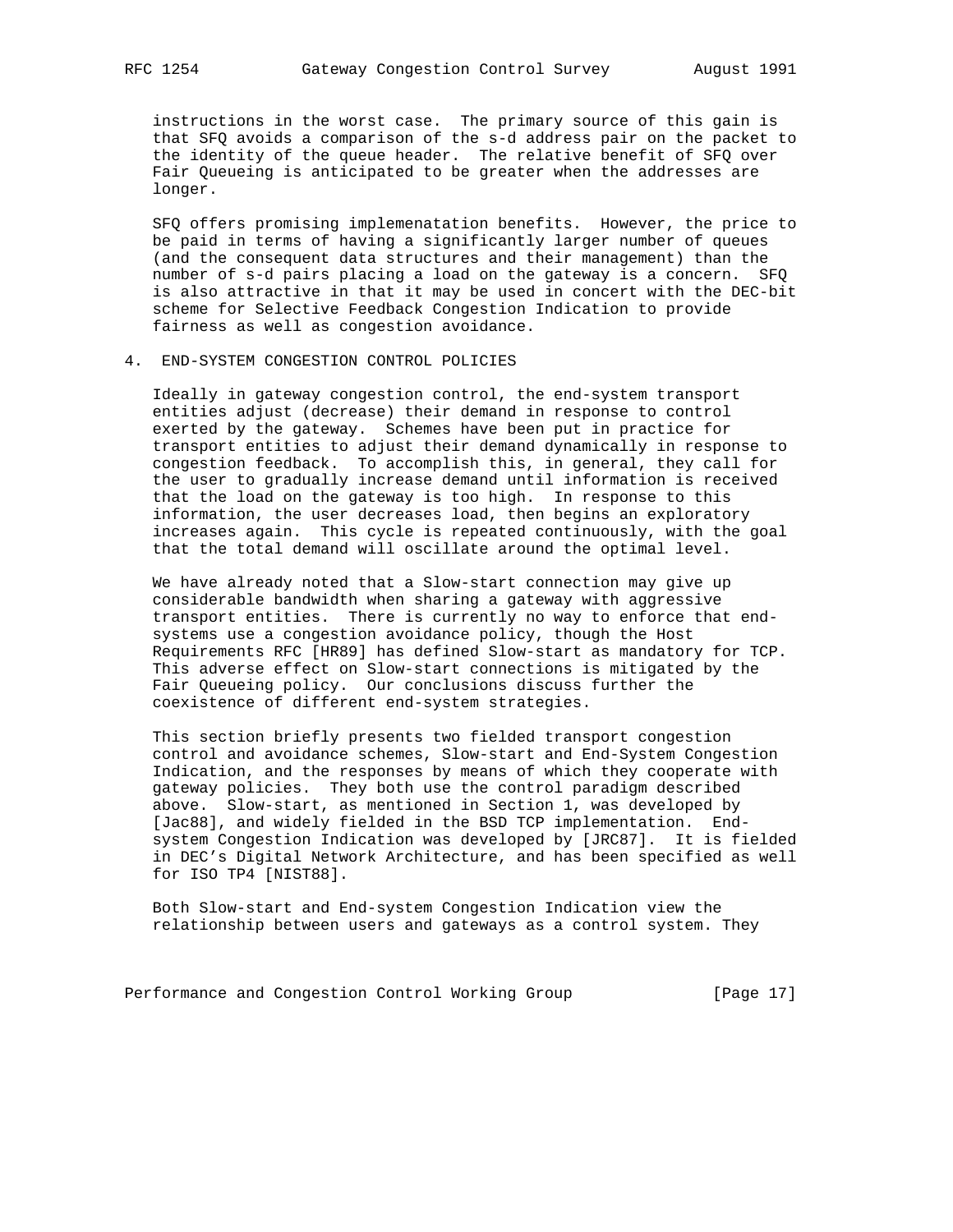instructions in the worst case. The primary source of this gain is that SFQ avoids a comparison of the s-d address pair on the packet to the identity of the queue header. The relative benefit of SFQ over Fair Queueing is anticipated to be greater when the addresses are longer.

SFQ offers promising implemenatation benefits. However, the price to be paid in terms of having a significantly larger number of queues (and the consequent data structures and their management) than the number of s-d pairs placing a load on the gateway is a concern. SFQ is also attractive in that it may be used in concert with the DEC-bit scheme for Selective Feedback Congestion Indication to provide fairness as well as congestion avoidance.

## 4. END-SYSTEM CONGESTION CONTROL POLICIES

Ideally in gateway congestion control, the end-system transport entities adjust (decrease) their demand in response to control exerted by the gateway. Schemes have been put in practice for transport entities to adjust their demand dynamically in response to congestion feedback. To accomplish this, in general, they call for the user to gradually increase demand until information is received that the load on the gateway is too high. In response to this information, the user decreases load, then begins an exploratory increases again. This cycle is repeated continuously, with the goal that the total demand will oscillate around the optimal level.

We have already noted that a Slow-start connection may give up considerable bandwidth when sharing a gateway with aggressive transport entities. There is currently no way to enforce that end-systems use a congestion avoidance policy, though the Host Requirements RFC [HR89] has defined Slow-start as mandatory for TCP. This adverse effect on Slow-start connections is mitigated by the Fair Queueing policy. Our conclusions discuss further the coexistence of different end-system strategies.

This section briefly presents two fielded transport congestion control and avoidance schemes, Slow-start and End-System Congestion Indication, and the responses by means of which they cooperate with gateway policies. They both use the control paradigm described above. Slow-start, as mentioned in Section 1, was developed by [Jac88], and widely fielded in the BSD TCP implementation. End-system Congestion Indication was developed by [JRC87]. It is fielded in DEC's Digital Network Architecture, and has been specified as well for ISO TP4 [NIST88].

Both Slow-start and End-system Congestion Indication view the relationship between users and gateways as a control system. They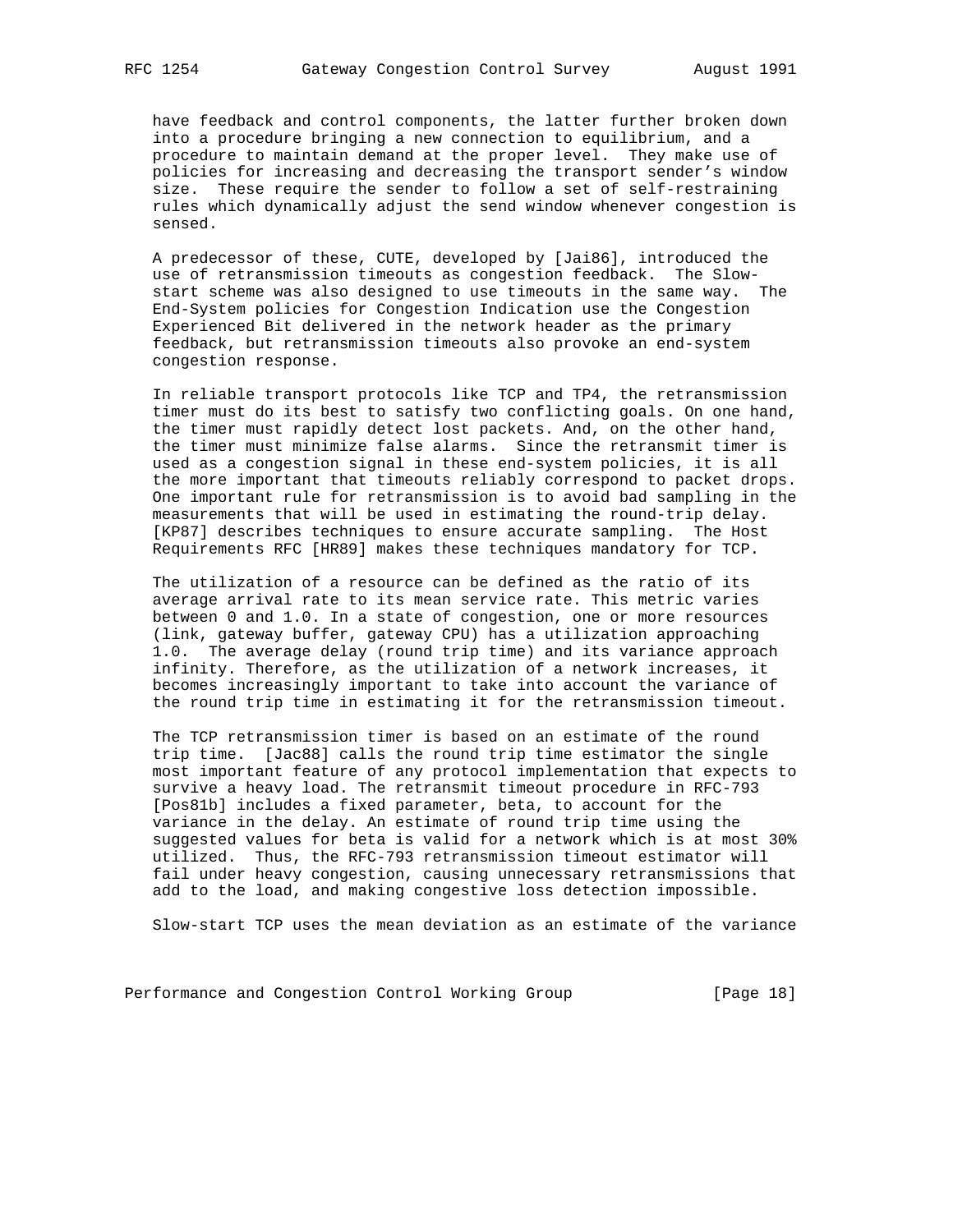have feedback and control components, the latter further broken down into a procedure bringing a new connection to equilibrium, and a procedure to maintain demand at the proper level. They make use of policies for increasing and decreasing the transport sender's window size. These require the sender to follow a set of self-restraining rules which dynamically adjust the send window whenever congestion is sensed.

A predecessor of these, CUTE, developed by [Jai86], introduced the use of retransmission timeouts as congestion feedback. The Slow-start scheme was also designed to use timeouts in the same way. The End-System policies for Congestion Indication use the Congestion Experienced Bit delivered in the network header as the primary feedback, but retransmission timeouts also provoke an end-system congestion response.

In reliable transport protocols like TCP and TP4, the retransmission timer must do its best to satisfy two conflicting goals. On one hand, the timer must rapidly detect lost packets. And, on the other hand, the timer must minimize false alarms. Since the retransmit timer is used as a congestion signal in these end-system policies, it is all the more important that timeouts reliably correspond to packet drops. One important rule for retransmission is to avoid bad sampling in the measurements that will be used in estimating the round-trip delay. [KP87] describes techniques to ensure accurate sampling. The Host Requirements RFC [HR89] makes these techniques mandatory for TCP.

The utilization of a resource can be defined as the ratio of its average arrival rate to its mean service rate. This metric varies between 0 and 1.0. In a state of congestion, one or more resources (link, gateway buffer, gateway CPU) has a utilization approaching 1.0. The average delay (round trip time) and its variance approach infinity. Therefore, as the utilization of a network increases, it becomes increasingly important to take into account the variance of the round trip time in estimating it for the retransmission timeout.

The TCP retransmission timer is based on an estimate of the round trip time. [Jac88] calls the round trip time estimator the single most important feature of any protocol implementation that expects to survive a heavy load. The retransmit timeout procedure in RFC-793 [Pos81b] includes a fixed parameter, beta, to account for the variance in the delay. An estimate of round trip time using the suggested values for beta is valid for a network which is at most 30% utilized. Thus, the RFC-793 retransmission timeout estimator will fail under heavy congestion, causing unnecessary retransmissions that add to the load, and making congestive loss detection impossible.

Slow-start TCP uses the mean deviation as an estimate of the variance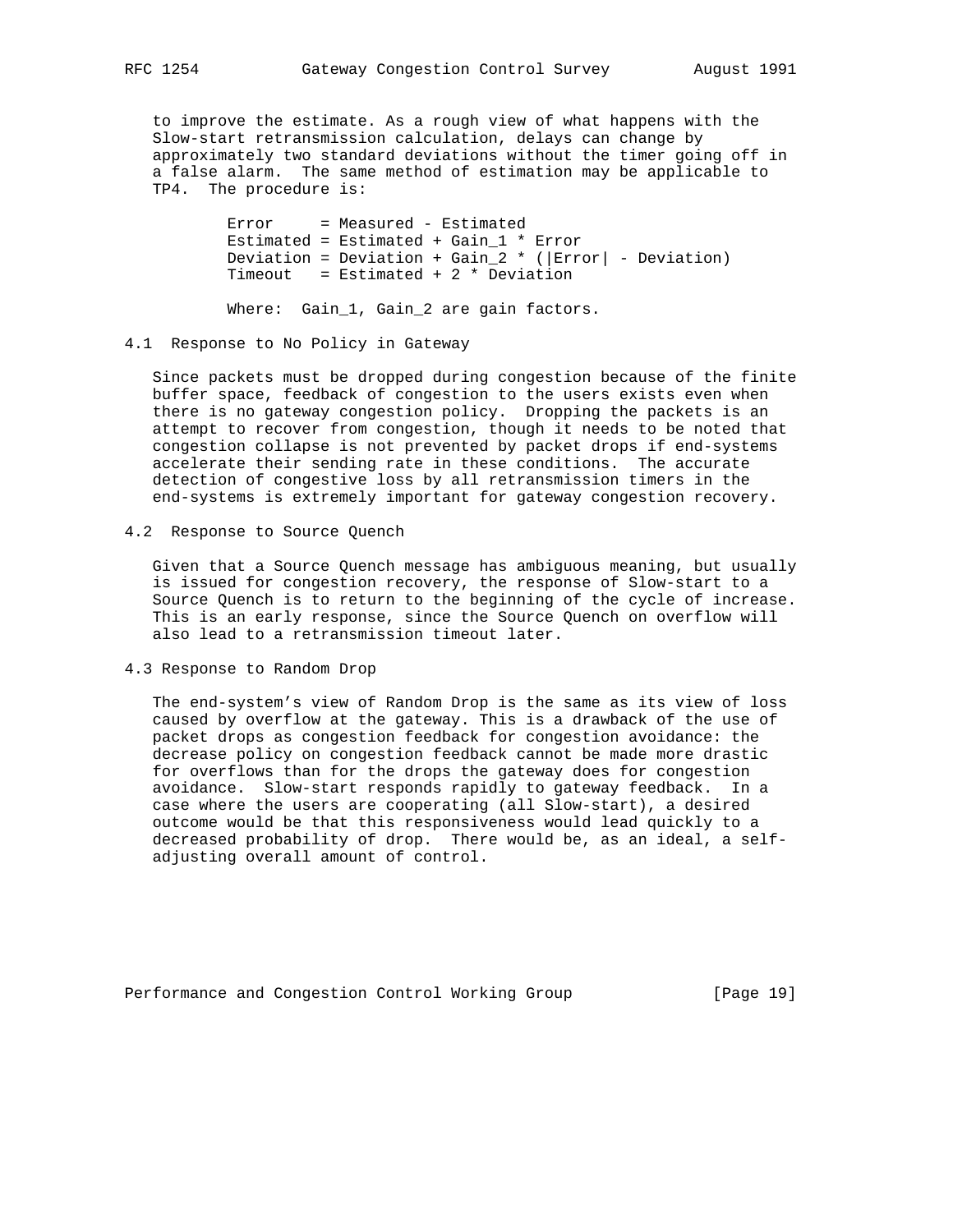to improve the estimate. As a rough view of what happens with the Slow-start retransmission calculation, delays can change by approximately two standard deviations without the timer going off in a false alarm. The same method of estimation may be applicable to TP4. The procedure is:

```
Error     = Measured - Estimated
Estimated = Estimated + Gain_1 * Error
Deviation = Deviation + Gain_2 * (|Error| - Deviation)
Timeout   = Estimated + 2 * Deviation

Where:  Gain_1, Gain_2 are gain factors.
```

## 4.1 Response to No Policy in Gateway

Since packets must be dropped during congestion because of the finite buffer space, feedback of congestion to the users exists even when there is no gateway congestion policy. Dropping the packets is an attempt to recover from congestion, though it needs to be noted that congestion collapse is not prevented by packet drops if end-systems accelerate their sending rate in these conditions. The accurate detection of congestive loss by all retransmission timers in the end-systems is extremely important for gateway congestion recovery.

## 4.2 Response to Source Quench

Given that a Source Quench message has ambiguous meaning, but usually is issued for congestion recovery, the response of Slow-start to a Source Quench is to return to the beginning of the cycle of increase. This is an early response, since the Source Quench on overflow will also lead to a retransmission timeout later.

## 4.3 Response to Random Drop

The end-system's view of Random Drop is the same as its view of loss caused by overflow at the gateway. This is a drawback of the use of packet drops as congestion feedback for congestion avoidance: the decrease policy on congestion feedback cannot be made more drastic for overflows than for the drops the gateway does for congestion avoidance. Slow-start responds rapidly to gateway feedback. In a case where the users are cooperating (all Slow-start), a desired outcome would be that this responsiveness would lead quickly to a decreased probability of drop. There would be, as an ideal, a self-adjusting overall amount of control.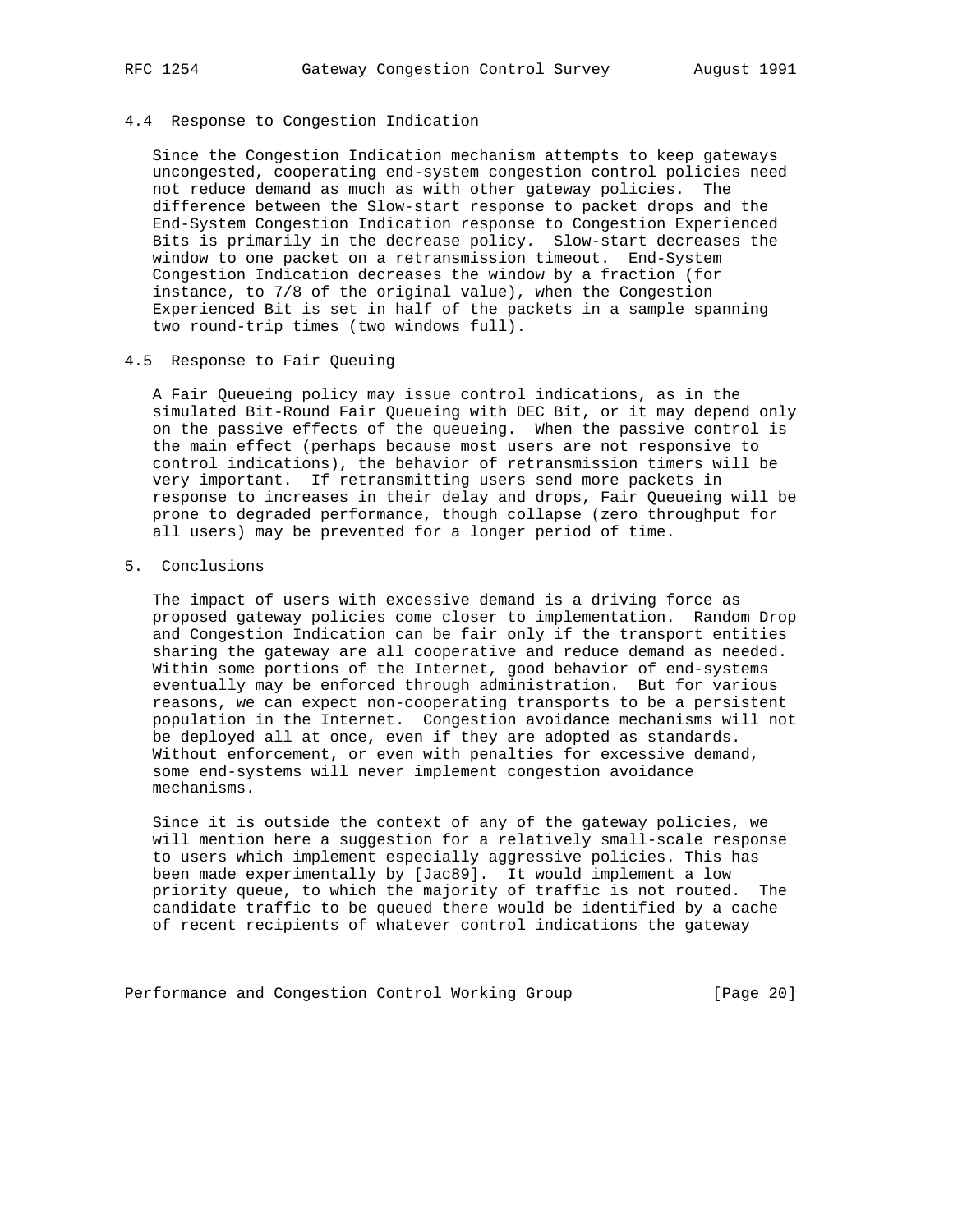### 4.4 Response to Congestion Indication

Since the Congestion Indication mechanism attempts to keep gateways uncongested, cooperating end-system congestion control policies need not reduce demand as much as with other gateway policies. The difference between the Slow-start response to packet drops and the End-System Congestion Indication response to Congestion Experienced Bits is primarily in the decrease policy. Slow-start decreases the window to one packet on a retransmission timeout. End-System Congestion Indication decreases the window by a fraction (for instance, to 7/8 of the original value), when the Congestion Experienced Bit is set in half of the packets in a sample spanning two round-trip times (two windows full).

### 4.5 Response to Fair Queuing

A Fair Queueing policy may issue control indications, as in the simulated Bit-Round Fair Queueing with DEC Bit, or it may depend only on the passive effects of the queueing. When the passive control is the main effect (perhaps because most users are not responsive to control indications), the behavior of retransmission timers will be very important. If retransmitting users send more packets in response to increases in their delay and drops, Fair Queueing will be prone to degraded performance, though collapse (zero throughput for all users) may be prevented for a longer period of time.

## 5. Conclusions

The impact of users with excessive demand is a driving force as proposed gateway policies come closer to implementation. Random Drop and Congestion Indication can be fair only if the transport entities sharing the gateway are all cooperative and reduce demand as needed. Within some portions of the Internet, good behavior of end-systems eventually may be enforced through administration. But for various reasons, we can expect non-cooperating transports to be a persistent population in the Internet. Congestion avoidance mechanisms will not be deployed all at once, even if they are adopted as standards. Without enforcement, or even with penalties for excessive demand, some end-systems will never implement congestion avoidance mechanisms.

Since it is outside the context of any of the gateway policies, we will mention here a suggestion for a relatively small-scale response to users which implement especially aggressive policies. This has been made experimentally by [Jac89]. It would implement a low priority queue, to which the majority of traffic is not routed. The candidate traffic to be queued there would be identified by a cache of recent recipients of whatever control indications the gateway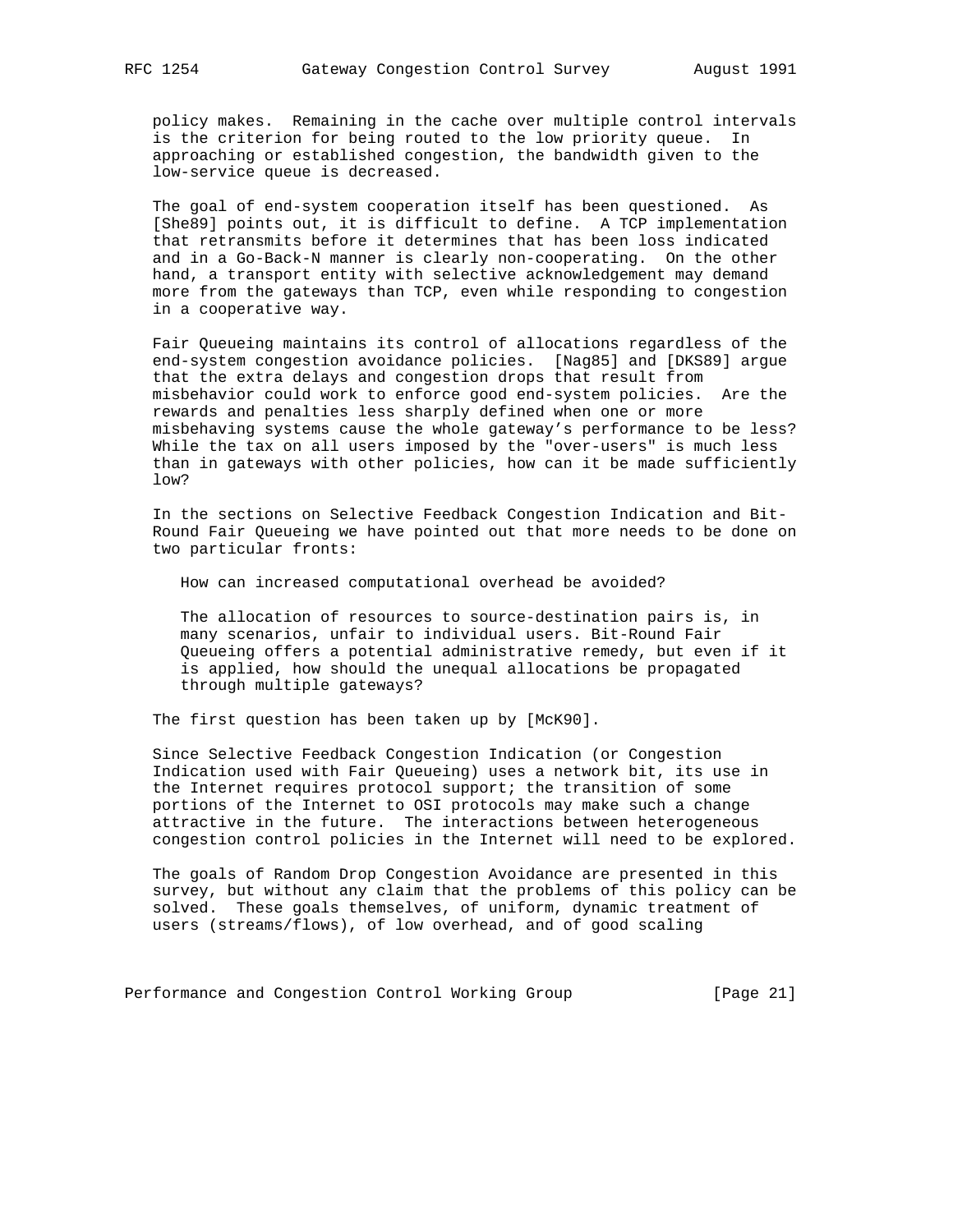policy makes. Remaining in the cache over multiple control intervals is the criterion for being routed to the low priority queue. In approaching or established congestion, the bandwidth given to the low-service queue is decreased.

The goal of end-system cooperation itself has been questioned. As [She89] points out, it is difficult to define. A TCP implementation that retransmits before it determines that has been loss indicated and in a Go-Back-N manner is clearly non-cooperating. On the other hand, a transport entity with selective acknowledgement may demand more from the gateways than TCP, even while responding to congestion in a cooperative way.

Fair Queueing maintains its control of allocations regardless of the end-system congestion avoidance policies. [Nag85] and [DKS89] argue that the extra delays and congestion drops that result from misbehavior could work to enforce good end-system policies. Are the rewards and penalties less sharply defined when one or more misbehaving systems cause the whole gateway's performance to be less? While the tax on all users imposed by the "over-users" is much less than in gateways with other policies, how can it be made sufficiently low?

In the sections on Selective Feedback Congestion Indication and Bit-Round Fair Queueing we have pointed out that more needs to be done on two particular fronts:

> How can increased computational overhead be avoided?
>
> The allocation of resources to source-destination pairs is, in many scenarios, unfair to individual users. Bit-Round Fair Queueing offers a potential administrative remedy, but even if it is applied, how should the unequal allocations be propagated through multiple gateways?

The first question has been taken up by [McK90].

Since Selective Feedback Congestion Indication (or Congestion Indication used with Fair Queueing) uses a network bit, its use in the Internet requires protocol support; the transition of some portions of the Internet to OSI protocols may make such a change attractive in the future. The interactions between heterogeneous congestion control policies in the Internet will need to be explored.

The goals of Random Drop Congestion Avoidance are presented in this survey, but without any claim that the problems of this policy can be solved. These goals themselves, of uniform, dynamic treatment of users (streams/flows), of low overhead, and of good scaling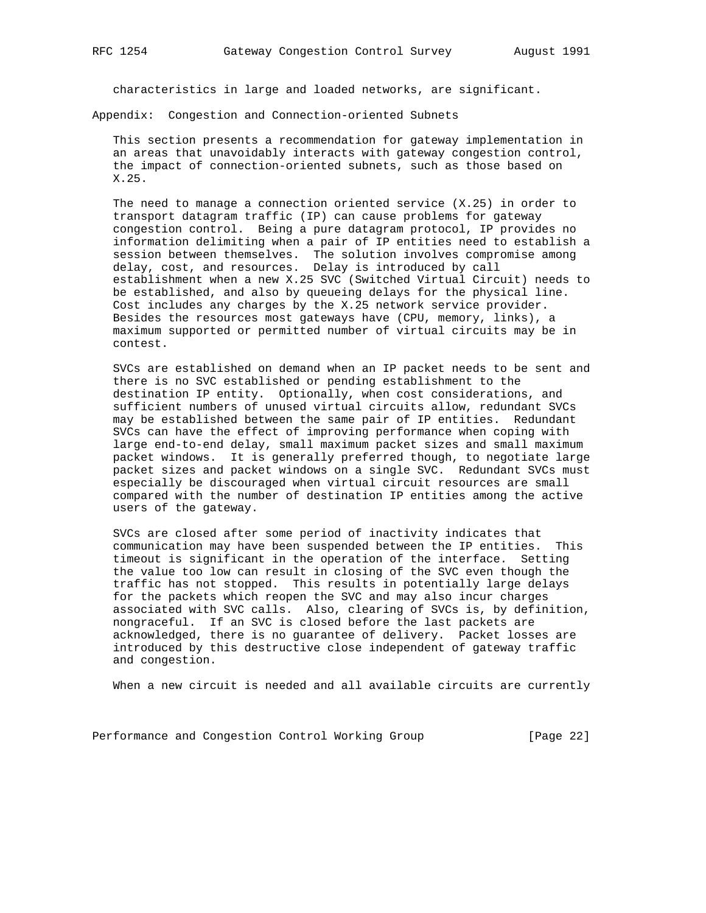characteristics in large and loaded networks, are significant.

## Appendix: Congestion and Connection-oriented Subnets

This section presents a recommendation for gateway implementation in an areas that unavoidably interacts with gateway congestion control, the impact of connection-oriented subnets, such as those based on X.25.

The need to manage a connection oriented service (X.25) in order to transport datagram traffic (IP) can cause problems for gateway congestion control. Being a pure datagram protocol, IP provides no information delimiting when a pair of IP entities need to establish a session between themselves. The solution involves compromise among delay, cost, and resources. Delay is introduced by call establishment when a new X.25 SVC (Switched Virtual Circuit) needs to be established, and also by queueing delays for the physical line. Cost includes any charges by the X.25 network service provider. Besides the resources most gateways have (CPU, memory, links), a maximum supported or permitted number of virtual circuits may be in contest.

SVCs are established on demand when an IP packet needs to be sent and there is no SVC established or pending establishment to the destination IP entity. Optionally, when cost considerations, and sufficient numbers of unused virtual circuits allow, redundant SVCs may be established between the same pair of IP entities. Redundant SVCs can have the effect of improving performance when coping with large end-to-end delay, small maximum packet sizes and small maximum packet windows. It is generally preferred though, to negotiate large packet sizes and packet windows on a single SVC. Redundant SVCs must especially be discouraged when virtual circuit resources are small compared with the number of destination IP entities among the active users of the gateway.

SVCs are closed after some period of inactivity indicates that communication may have been suspended between the IP entities. This timeout is significant in the operation of the interface. Setting the value too low can result in closing of the SVC even though the traffic has not stopped. This results in potentially large delays for the packets which reopen the SVC and may also incur charges associated with SVC calls. Also, clearing of SVCs is, by definition, nongraceful. If an SVC is closed before the last packets are acknowledged, there is no guarantee of delivery. Packet losses are introduced by this destructive close independent of gateway traffic and congestion.

When a new circuit is needed and all available circuits are currently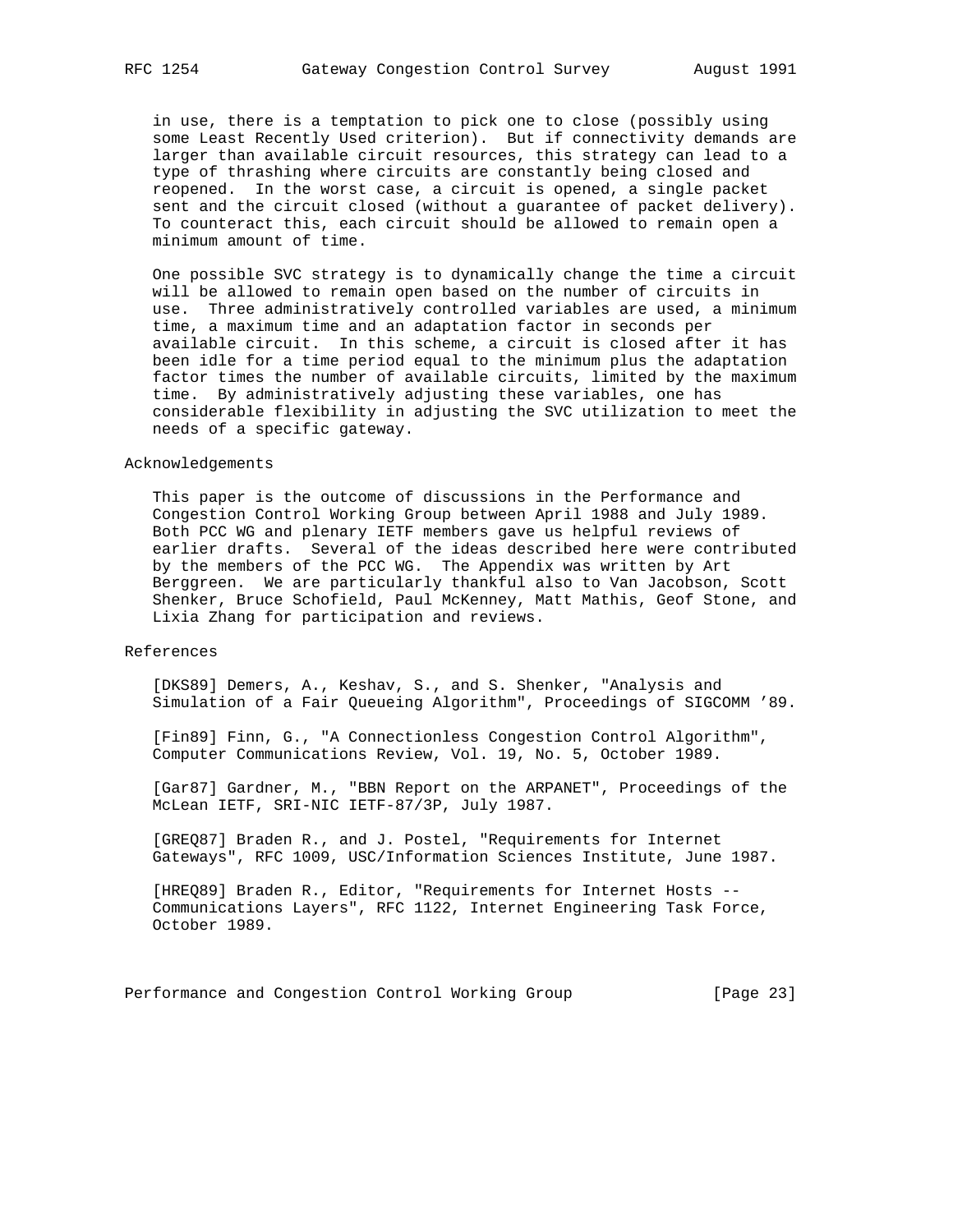in use, there is a temptation to pick one to close (possibly using some Least Recently Used criterion). But if connectivity demands are larger than available circuit resources, this strategy can lead to a type of thrashing where circuits are constantly being closed and reopened. In the worst case, a circuit is opened, a single packet sent and the circuit closed (without a guarantee of packet delivery). To counteract this, each circuit should be allowed to remain open a minimum amount of time.

One possible SVC strategy is to dynamically change the time a circuit will be allowed to remain open based on the number of circuits in use. Three administratively controlled variables are used, a minimum time, a maximum time and an adaptation factor in seconds per available circuit. In this scheme, a circuit is closed after it has been idle for a time period equal to the minimum plus the adaptation factor times the number of available circuits, limited by the maximum time. By administratively adjusting these variables, one has considerable flexibility in adjusting the SVC utilization to meet the needs of a specific gateway.

## Acknowledgements

This paper is the outcome of discussions in the Performance and Congestion Control Working Group between April 1988 and July 1989. Both PCC WG and plenary IETF members gave us helpful reviews of earlier drafts. Several of the ideas described here were contributed by the members of the PCC WG. The Appendix was written by Art Berggreen. We are particularly thankful also to Van Jacobson, Scott Shenker, Bruce Schofield, Paul McKenney, Matt Mathis, Geof Stone, and Lixia Zhang for participation and reviews.

## References

[DKS89] Demers, A., Keshav, S., and S. Shenker, "Analysis and Simulation of a Fair Queueing Algorithm", Proceedings of SIGCOMM ’89.

[Fin89] Finn, G., "A Connectionless Congestion Control Algorithm", Computer Communications Review, Vol. 19, No. 5, October 1989.

[Gar87] Gardner, M., "BBN Report on the ARPANET", Proceedings of the McLean IETF, SRI-NIC IETF-87/3P, July 1987.

[GREQ87] Braden R., and J. Postel, "Requirements for Internet Gateways", RFC 1009, USC/Information Sciences Institute, June 1987.

[HREQ89] Braden R., Editor, "Requirements for Internet Hosts -- Communications Layers", RFC 1122, Internet Engineering Task Force, October 1989.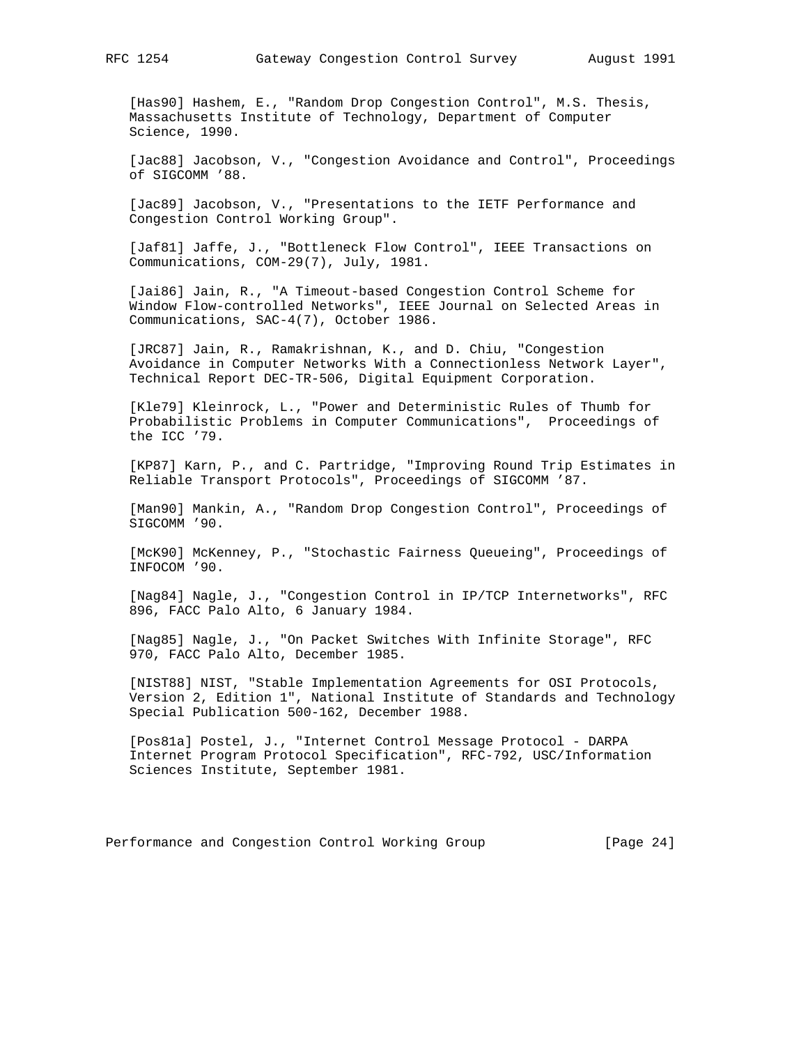[Has90] Hashem, E., "Random Drop Congestion Control", M.S. Thesis, Massachusetts Institute of Technology, Department of Computer Science, 1990.

[Jac88] Jacobson, V., "Congestion Avoidance and Control", Proceedings of SIGCOMM '88.

[Jac89] Jacobson, V., "Presentations to the IETF Performance and Congestion Control Working Group".

[Jaf81] Jaffe, J., "Bottleneck Flow Control", IEEE Transactions on Communications, COM-29(7), July, 1981.

[Jai86] Jain, R., "A Timeout-based Congestion Control Scheme for Window Flow-controlled Networks", IEEE Journal on Selected Areas in Communications, SAC-4(7), October 1986.

[JRC87] Jain, R., Ramakrishnan, K., and D. Chiu, "Congestion Avoidance in Computer Networks With a Connectionless Network Layer", Technical Report DEC-TR-506, Digital Equipment Corporation.

[Kle79] Kleinrock, L., "Power and Deterministic Rules of Thumb for Probabilistic Problems in Computer Communications", Proceedings of the ICC '79.

[KP87] Karn, P., and C. Partridge, "Improving Round Trip Estimates in Reliable Transport Protocols", Proceedings of SIGCOMM '87.

[Man90] Mankin, A., "Random Drop Congestion Control", Proceedings of SIGCOMM '90.

[McK90] McKenney, P., "Stochastic Fairness Queueing", Proceedings of INFOCOM '90.

[Nag84] Nagle, J., "Congestion Control in IP/TCP Internetworks", RFC 896, FACC Palo Alto, 6 January 1984.

[Nag85] Nagle, J., "On Packet Switches With Infinite Storage", RFC 970, FACC Palo Alto, December 1985.

[NIST88] NIST, "Stable Implementation Agreements for OSI Protocols, Version 2, Edition 1", National Institute of Standards and Technology Special Publication 500-162, December 1988.

[Pos81a] Postel, J., "Internet Control Message Protocol - DARPA Internet Program Protocol Specification", RFC-792, USC/Information Sciences Institute, September 1981.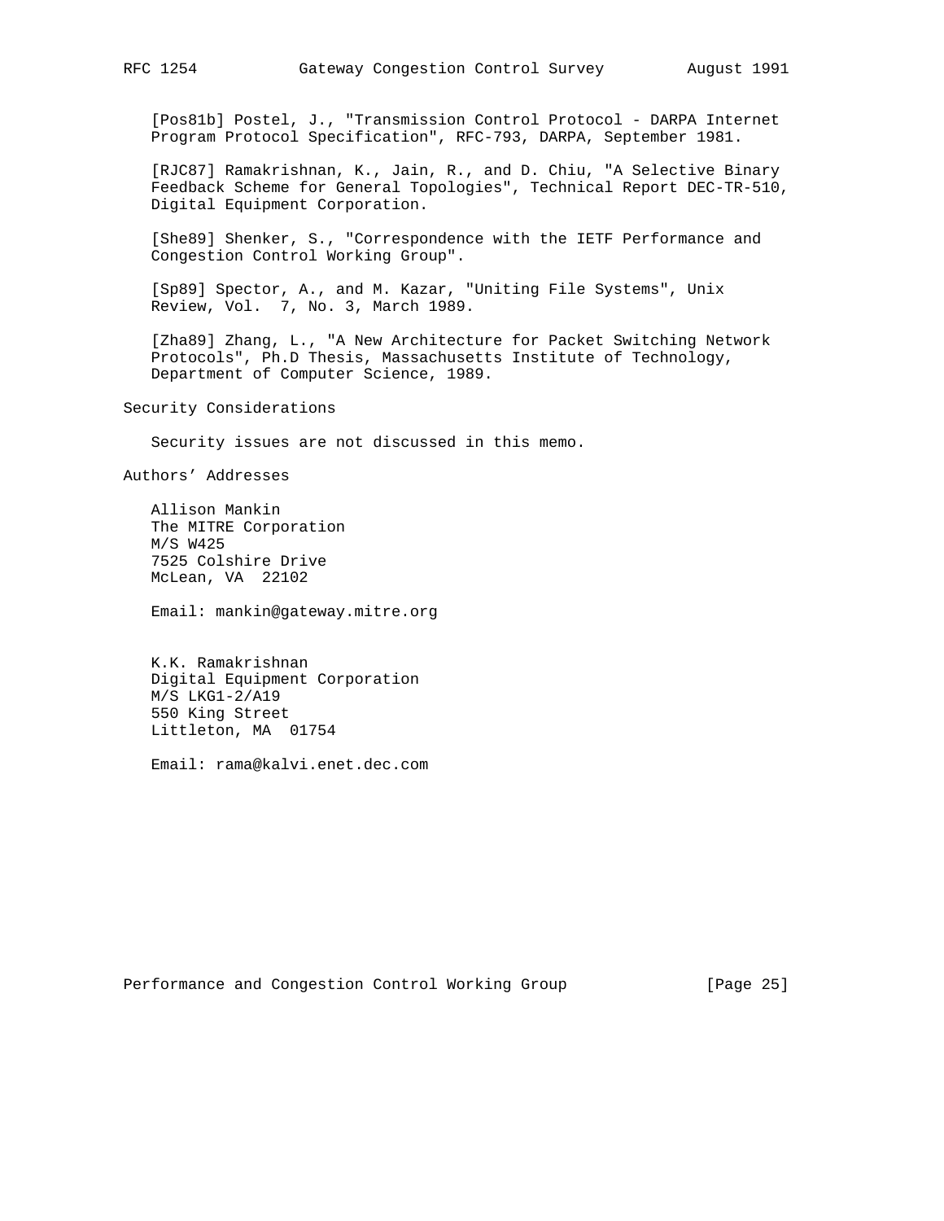[Pos81b] Postel, J., "Transmission Control Protocol - DARPA Internet Program Protocol Specification", RFC-793, DARPA, September 1981.

[RJC87] Ramakrishnan, K., Jain, R., and D. Chiu, "A Selective Binary Feedback Scheme for General Topologies", Technical Report DEC-TR-510, Digital Equipment Corporation.

[She89] Shenker, S., "Correspondence with the IETF Performance and Congestion Control Working Group".

[Sp89] Spector, A., and M. Kazar, "Uniting File Systems", Unix Review, Vol. 7, No. 3, March 1989.

[Zha89] Zhang, L., "A New Architecture for Packet Switching Network Protocols", Ph.D Thesis, Massachusetts Institute of Technology, Department of Computer Science, 1989.

## Security Considerations

Security issues are not discussed in this memo.

## Authors' Addresses

Allison Mankin
The MITRE Corporation
M/S W425
7525 Colshire Drive
McLean, VA 22102

Email: mankin@gateway.mitre.org

K.K. Ramakrishnan
Digital Equipment Corporation
M/S LKG1-2/A19
550 King Street
Littleton, MA 01754

Email: rama@kalvi.enet.dec.com